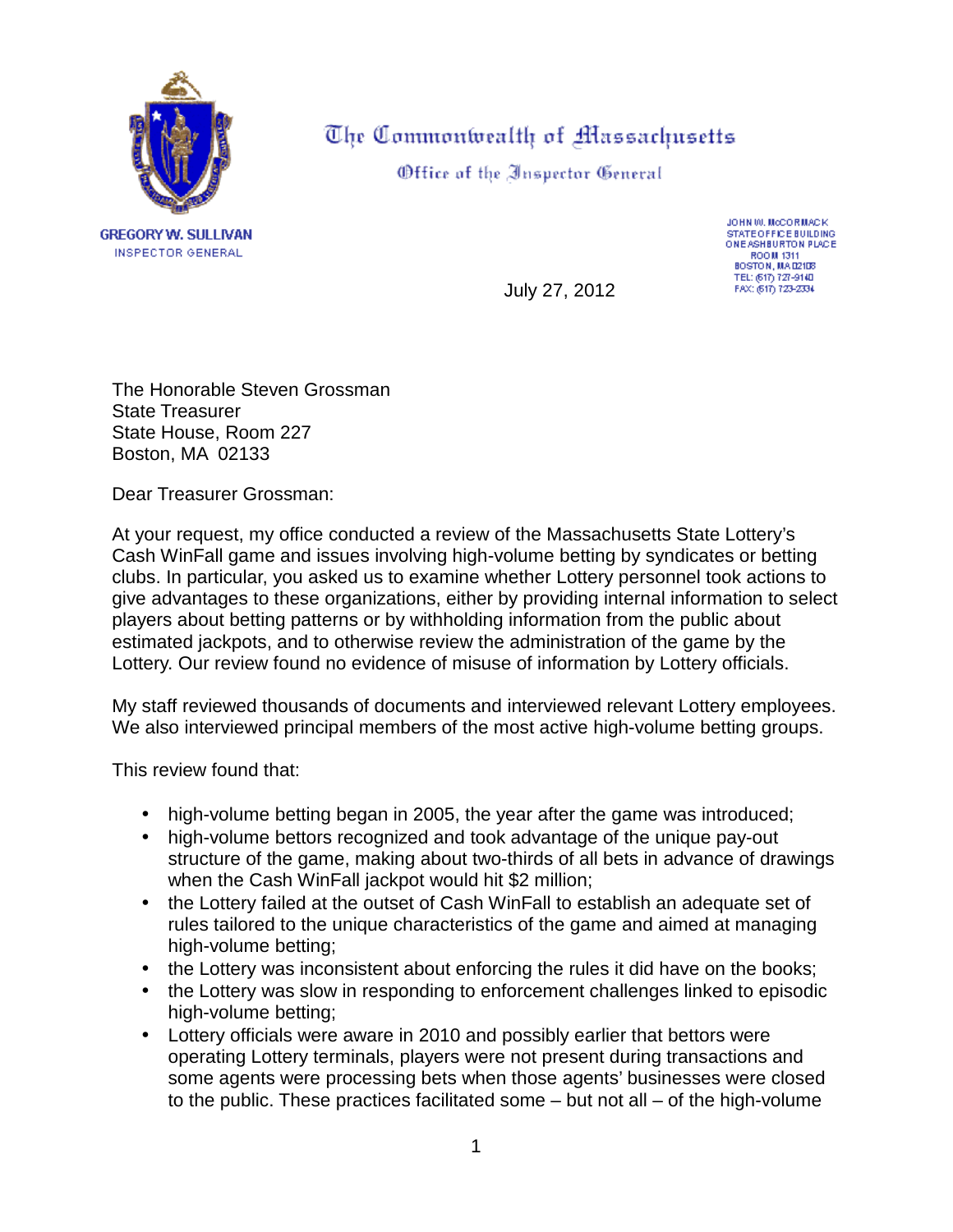# The Commonwealth of Massachusetts

## Office of the Inspector General

**GREGORY W. SULLIVAN**
INSPECTOR GENERAL

JOHN W. McCORMACK
STATE OFFICE BUILDING
ONE ASHBURTON PLACE
ROOM 1311
BOSTON, MA 02108
TEL: (617) 727-9140
FAX: (617) 723-2334

July 27, 2012

The Honorable Steven Grossman
State Treasurer
State House, Room 227
Boston, MA 02133

Dear Treasurer Grossman:

At your request, my office conducted a review of the Massachusetts State Lottery's Cash WinFall game and issues involving high-volume betting by syndicates or betting clubs. In particular, you asked us to examine whether Lottery personnel took actions to give advantages to these organizations, either by providing internal information to select players about betting patterns or by withholding information from the public about estimated jackpots, and to otherwise review the administration of the game by the Lottery. Our review found no evidence of misuse of information by Lottery officials.

My staff reviewed thousands of documents and interviewed relevant Lottery employees. We also interviewed principal members of the most active high-volume betting groups.

This review found that:

- high-volume betting began in 2005, the year after the game was introduced;
- high-volume bettors recognized and took advantage of the unique pay-out structure of the game, making about two-thirds of all bets in advance of drawings when the Cash WinFall jackpot would hit $2 million;
- the Lottery failed at the outset of Cash WinFall to establish an adequate set of rules tailored to the unique characteristics of the game and aimed at managing high-volume betting;
- the Lottery was inconsistent about enforcing the rules it did have on the books;
- the Lottery was slow in responding to enforcement challenges linked to episodic high-volume betting;
- Lottery officials were aware in 2010 and possibly earlier that bettors were operating Lottery terminals, players were not present during transactions and some agents were processing bets when those agents' businesses were closed to the public. These practices facilitated some – but not all – of the high-volume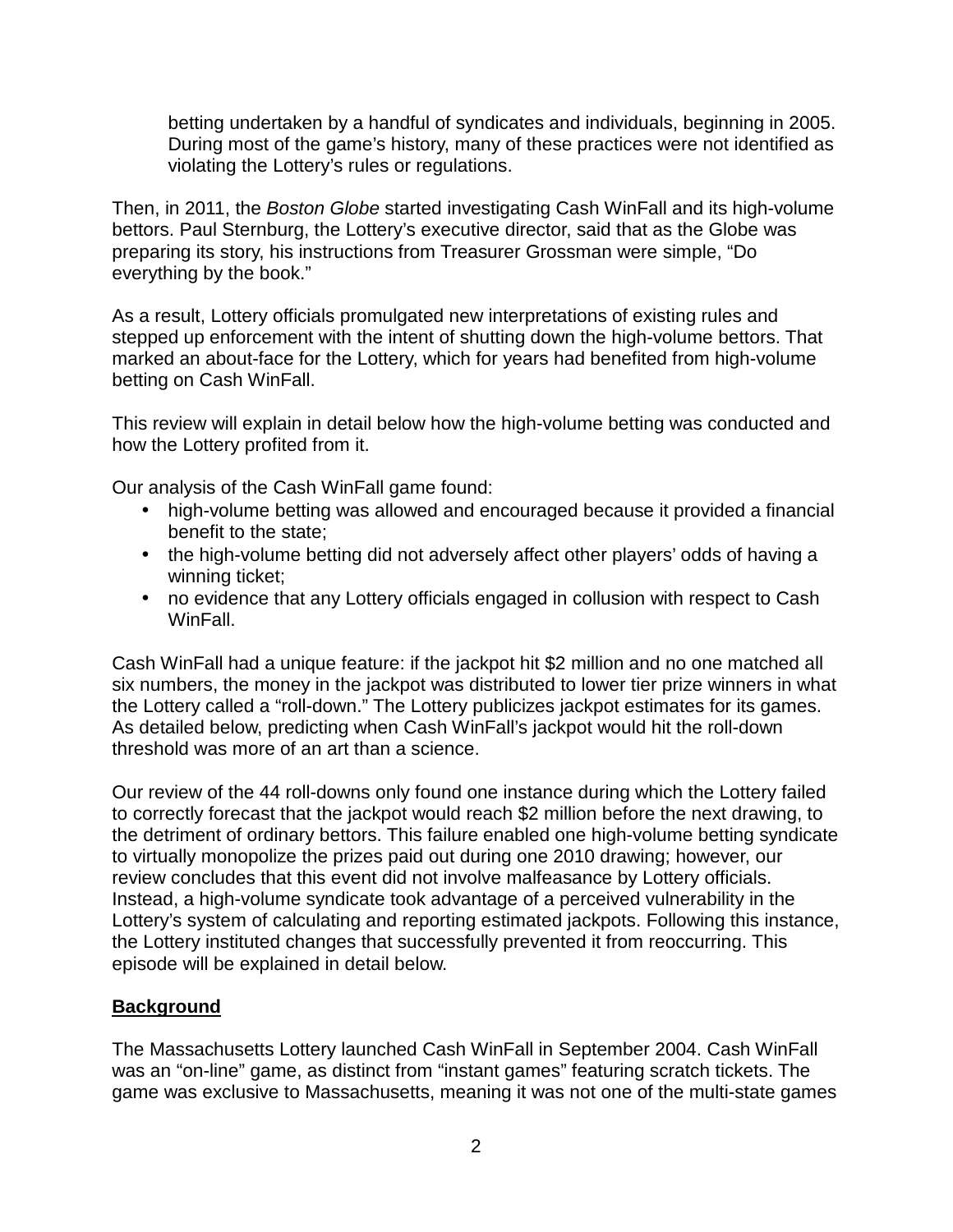betting undertaken by a handful of syndicates and individuals, beginning in 2005. During most of the game's history, many of these practices were not identified as violating the Lottery's rules or regulations.

Then, in 2011, the *Boston Globe* started investigating Cash WinFall and its high-volume bettors. Paul Sternburg, the Lottery's executive director, said that as the Globe was preparing its story, his instructions from Treasurer Grossman were simple, "Do everything by the book."

As a result, Lottery officials promulgated new interpretations of existing rules and stepped up enforcement with the intent of shutting down the high-volume bettors. That marked an about-face for the Lottery, which for years had benefited from high-volume betting on Cash WinFall.

This review will explain in detail below how the high-volume betting was conducted and how the Lottery profited from it.

Our analysis of the Cash WinFall game found:

- high-volume betting was allowed and encouraged because it provided a financial benefit to the state;
- the high-volume betting did not adversely affect other players' odds of having a winning ticket;
- no evidence that any Lottery officials engaged in collusion with respect to Cash WinFall.

Cash WinFall had a unique feature: if the jackpot hit $2 million and no one matched all six numbers, the money in the jackpot was distributed to lower tier prize winners in what the Lottery called a "roll-down." The Lottery publicizes jackpot estimates for its games. As detailed below, predicting when Cash WinFall's jackpot would hit the roll-down threshold was more of an art than a science.

Our review of the 44 roll-downs only found one instance during which the Lottery failed to correctly forecast that the jackpot would reach $2 million before the next drawing, to the detriment of ordinary bettors. This failure enabled one high-volume betting syndicate to virtually monopolize the prizes paid out during one 2010 drawing; however, our review concludes that this event did not involve malfeasance by Lottery officials. Instead, a high-volume syndicate took advantage of a perceived vulnerability in the Lottery's system of calculating and reporting estimated jackpots. Following this instance, the Lottery instituted changes that successfully prevented it from reoccurring. This episode will be explained in detail below.

## Background

The Massachusetts Lottery launched Cash WinFall in September 2004. Cash WinFall was an "on-line" game, as distinct from "instant games" featuring scratch tickets. The game was exclusive to Massachusetts, meaning it was not one of the multi-state games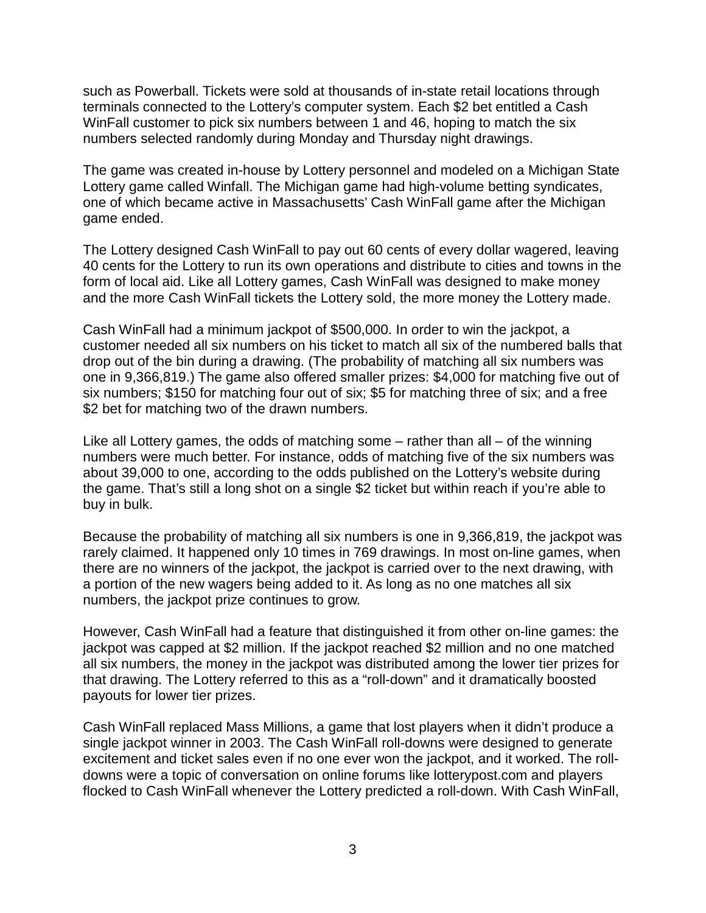such as Powerball. Tickets were sold at thousands of in-state retail locations through terminals connected to the Lottery's computer system. Each $2 bet entitled a Cash WinFall customer to pick six numbers between 1 and 46, hoping to match the six numbers selected randomly during Monday and Thursday night drawings.

The game was created in-house by Lottery personnel and modeled on a Michigan State Lottery game called Winfall. The Michigan game had high-volume betting syndicates, one of which became active in Massachusetts' Cash WinFall game after the Michigan game ended.

The Lottery designed Cash WinFall to pay out 60 cents of every dollar wagered, leaving 40 cents for the Lottery to run its own operations and distribute to cities and towns in the form of local aid. Like all Lottery games, Cash WinFall was designed to make money and the more Cash WinFall tickets the Lottery sold, the more money the Lottery made.

Cash WinFall had a minimum jackpot of $500,000. In order to win the jackpot, a customer needed all six numbers on his ticket to match all six of the numbered balls that drop out of the bin during a drawing. (The probability of matching all six numbers was one in 9,366,819.) The game also offered smaller prizes: $4,000 for matching five out of six numbers; $150 for matching four out of six; $5 for matching three of six; and a free $2 bet for matching two of the drawn numbers.

Like all Lottery games, the odds of matching some – rather than all – of the winning numbers were much better. For instance, odds of matching five of the six numbers was about 39,000 to one, according to the odds published on the Lottery's website during the game. That's still a long shot on a single $2 ticket but within reach if you're able to buy in bulk.

Because the probability of matching all six numbers is one in 9,366,819, the jackpot was rarely claimed. It happened only 10 times in 769 drawings. In most on-line games, when there are no winners of the jackpot, the jackpot is carried over to the next drawing, with a portion of the new wagers being added to it. As long as no one matches all six numbers, the jackpot prize continues to grow.

However, Cash WinFall had a feature that distinguished it from other on-line games: the jackpot was capped at $2 million. If the jackpot reached $2 million and no one matched all six numbers, the money in the jackpot was distributed among the lower tier prizes for that drawing. The Lottery referred to this as a "roll-down" and it dramatically boosted payouts for lower tier prizes.

Cash WinFall replaced Mass Millions, a game that lost players when it didn't produce a single jackpot winner in 2003. The Cash WinFall roll-downs were designed to generate excitement and ticket sales even if no one ever won the jackpot, and it worked. The roll-downs were a topic of conversation on online forums like lotterypost.com and players flocked to Cash WinFall whenever the Lottery predicted a roll-down. With Cash WinFall,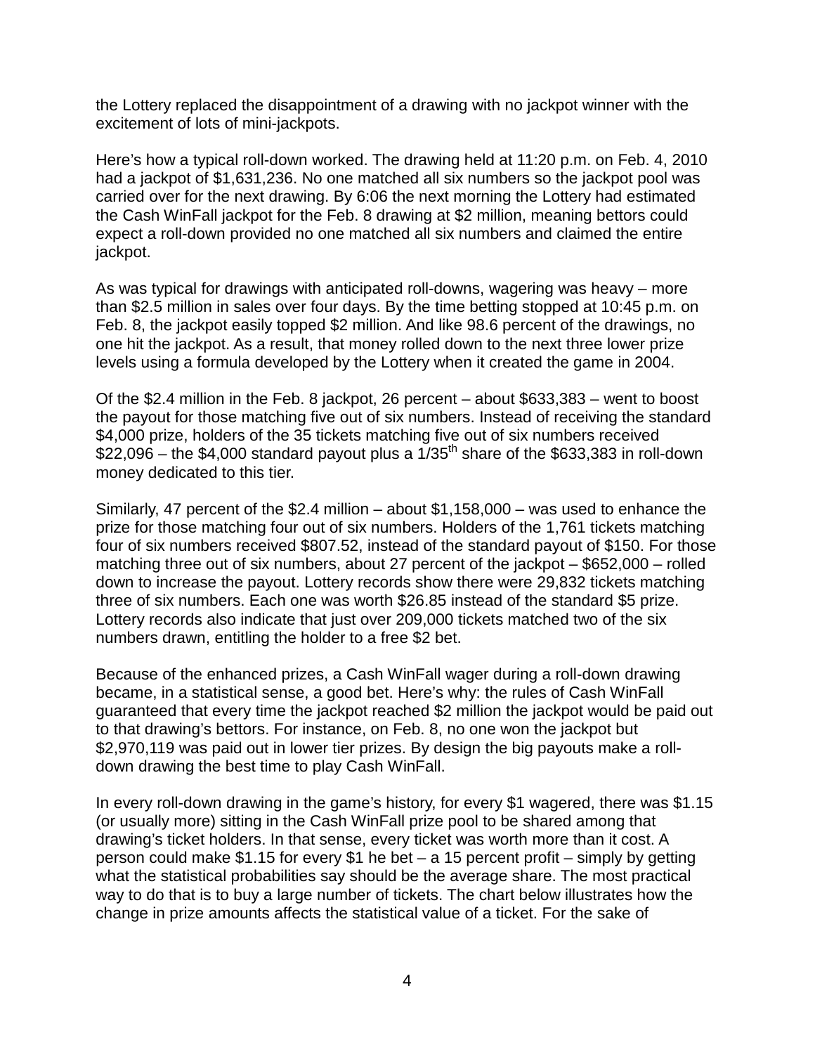the Lottery replaced the disappointment of a drawing with no jackpot winner with the excitement of lots of mini-jackpots.

Here's how a typical roll-down worked. The drawing held at 11:20 p.m. on Feb. 4, 2010 had a jackpot of $1,631,236. No one matched all six numbers so the jackpot pool was carried over for the next drawing. By 6:06 the next morning the Lottery had estimated the Cash WinFall jackpot for the Feb. 8 drawing at $2 million, meaning bettors could expect a roll-down provided no one matched all six numbers and claimed the entire jackpot.

As was typical for drawings with anticipated roll-downs, wagering was heavy – more than $2.5 million in sales over four days. By the time betting stopped at 10:45 p.m. on Feb. 8, the jackpot easily topped $2 million. And like 98.6 percent of the drawings, no one hit the jackpot. As a result, that money rolled down to the next three lower prize levels using a formula developed by the Lottery when it created the game in 2004.

Of the $2.4 million in the Feb. 8 jackpot, 26 percent – about $633,383 – went to boost the payout for those matching five out of six numbers. Instead of receiving the standard $4,000 prize, holders of the 35 tickets matching five out of six numbers received $22,096 – the $4,000 standard payout plus a 1/35th share of the $633,383 in roll-down money dedicated to this tier.

Similarly, 47 percent of the $2.4 million – about $1,158,000 – was used to enhance the prize for those matching four out of six numbers. Holders of the 1,761 tickets matching four of six numbers received $807.52, instead of the standard payout of $150. For those matching three out of six numbers, about 27 percent of the jackpot – $652,000 – rolled down to increase the payout. Lottery records show there were 29,832 tickets matching three of six numbers. Each one was worth $26.85 instead of the standard $5 prize. Lottery records also indicate that just over 209,000 tickets matched two of the six numbers drawn, entitling the holder to a free $2 bet.

Because of the enhanced prizes, a Cash WinFall wager during a roll-down drawing became, in a statistical sense, a good bet. Here's why: the rules of Cash WinFall guaranteed that every time the jackpot reached $2 million the jackpot would be paid out to that drawing's bettors. For instance, on Feb. 8, no one won the jackpot but $2,970,119 was paid out in lower tier prizes. By design the big payouts make a roll-down drawing the best time to play Cash WinFall.

In every roll-down drawing in the game's history, for every $1 wagered, there was $1.15 (or usually more) sitting in the Cash WinFall prize pool to be shared among that drawing's ticket holders. In that sense, every ticket was worth more than it cost. A person could make $1.15 for every $1 he bet – a 15 percent profit – simply by getting what the statistical probabilities say should be the average share. The most practical way to do that is to buy a large number of tickets. The chart below illustrates how the change in prize amounts affects the statistical value of a ticket. For the sake of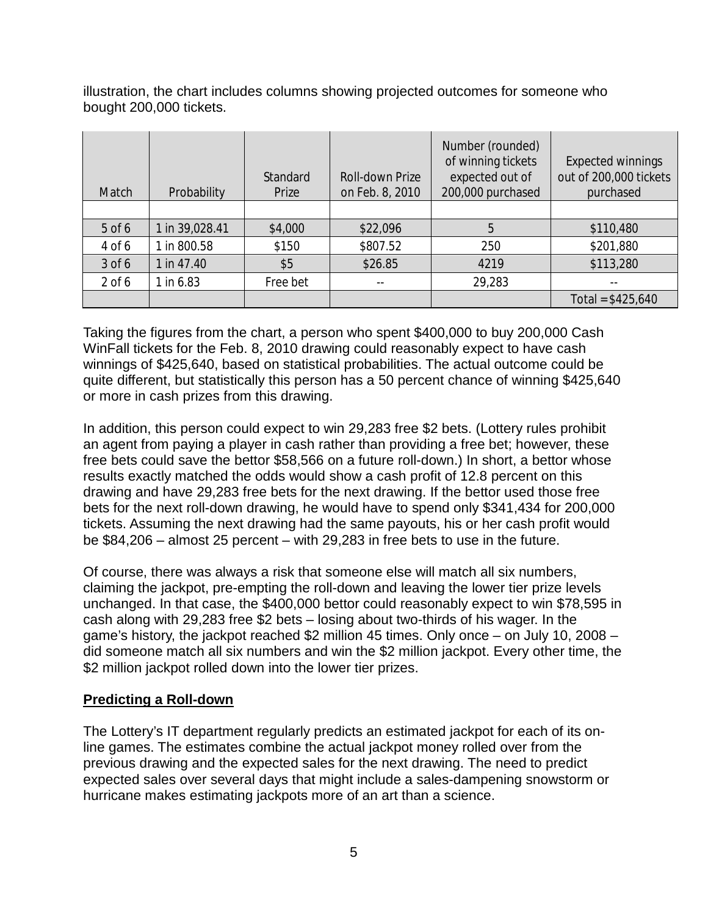illustration, the chart includes columns showing projected outcomes for someone who bought 200,000 tickets.

| Match | Probability | Standard Prize | Roll-down Prize on Feb. 8, 2010 | Number (rounded) of winning tickets expected out of 200,000 purchased | Expected winnings out of 200,000 tickets purchased |
|---|---|---|---|---|---|
| | | | | | |
| 5 of 6 | 1 in 39,028.41 | $4,000 | $22,096 | 5 | $110,480 |
| 4 of 6 | 1 in 800.58 | $150 | $807.52 | 250 | $201,880 |
| 3 of 6 | 1 in 47.40 | $5 | $26.85 | 4219 | $113,280 |
| 2 of 6 | 1 in 6.83 | Free bet | -- | 29,283 | -- |
| | | | | | Total = $425,640 |

Taking the figures from the chart, a person who spent $400,000 to buy 200,000 Cash WinFall tickets for the Feb. 8, 2010 drawing could reasonably expect to have cash winnings of $425,640, based on statistical probabilities. The actual outcome could be quite different, but statistically this person has a 50 percent chance of winning $425,640 or more in cash prizes from this drawing.

In addition, this person could expect to win 29,283 free $2 bets. (Lottery rules prohibit an agent from paying a player in cash rather than providing a free bet; however, these free bets could save the bettor $58,566 on a future roll-down.) In short, a bettor whose results exactly matched the odds would show a cash profit of 12.8 percent on this drawing and have 29,283 free bets for the next drawing. If the bettor used those free bets for the next roll-down drawing, he would have to spend only $341,434 for 200,000 tickets. Assuming the next drawing had the same payouts, his or her cash profit would be $84,206 – almost 25 percent – with 29,283 in free bets to use in the future.

Of course, there was always a risk that someone else will match all six numbers, claiming the jackpot, pre-empting the roll-down and leaving the lower tier prize levels unchanged. In that case, the $400,000 bettor could reasonably expect to win $78,595 in cash along with 29,283 free $2 bets – losing about two-thirds of his wager. In the game's history, the jackpot reached $2 million 45 times. Only once – on July 10, 2008 – did someone match all six numbers and win the $2 million jackpot. Every other time, the $2 million jackpot rolled down into the lower tier prizes.

**Predicting a Roll-down**

The Lottery's IT department regularly predicts an estimated jackpot for each of its on-line games. The estimates combine the actual jackpot money rolled over from the previous drawing and the expected sales for the next drawing. The need to predict expected sales over several days that might include a sales-dampening snowstorm or hurricane makes estimating jackpots more of an art than a science.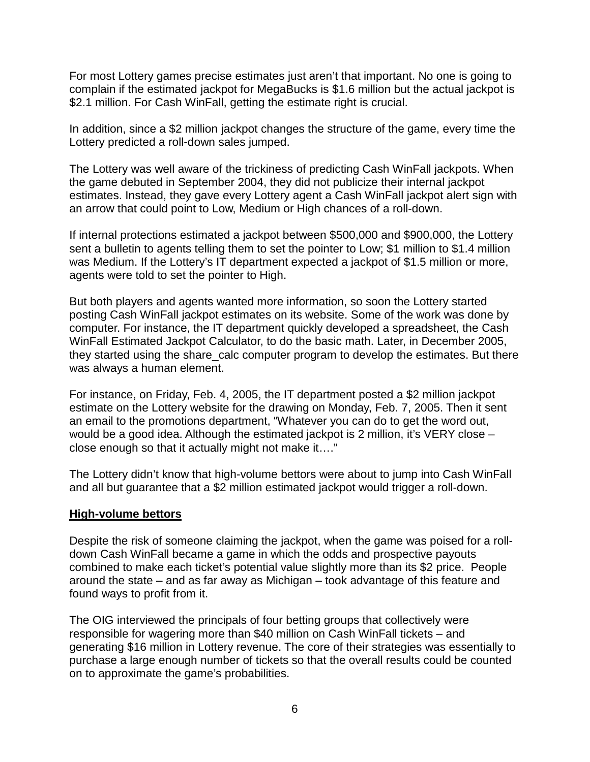For most Lottery games precise estimates just aren't that important. No one is going to complain if the estimated jackpot for MegaBucks is $1.6 million but the actual jackpot is $2.1 million. For Cash WinFall, getting the estimate right is crucial.

In addition, since a $2 million jackpot changes the structure of the game, every time the Lottery predicted a roll-down sales jumped.

The Lottery was well aware of the trickiness of predicting Cash WinFall jackpots. When the game debuted in September 2004, they did not publicize their internal jackpot estimates. Instead, they gave every Lottery agent a Cash WinFall jackpot alert sign with an arrow that could point to Low, Medium or High chances of a roll-down.

If internal protections estimated a jackpot between $500,000 and $900,000, the Lottery sent a bulletin to agents telling them to set the pointer to Low; $1 million to $1.4 million was Medium. If the Lottery's IT department expected a jackpot of $1.5 million or more, agents were told to set the pointer to High.

But both players and agents wanted more information, so soon the Lottery started posting Cash WinFall jackpot estimates on its website. Some of the work was done by computer. For instance, the IT department quickly developed a spreadsheet, the Cash WinFall Estimated Jackpot Calculator, to do the basic math. Later, in December 2005, they started using the share_calc computer program to develop the estimates. But there was always a human element.

For instance, on Friday, Feb. 4, 2005, the IT department posted a $2 million jackpot estimate on the Lottery website for the drawing on Monday, Feb. 7, 2005. Then it sent an email to the promotions department, "Whatever you can do to get the word out, would be a good idea. Although the estimated jackpot is 2 million, it's VERY close – close enough so that it actually might not make it…."

The Lottery didn't know that high-volume bettors were about to jump into Cash WinFall and all but guarantee that a $2 million estimated jackpot would trigger a roll-down.

## High-volume bettors

Despite the risk of someone claiming the jackpot, when the game was poised for a roll-down Cash WinFall became a game in which the odds and prospective payouts combined to make each ticket's potential value slightly more than its $2 price. People around the state – and as far away as Michigan – took advantage of this feature and found ways to profit from it.

The OIG interviewed the principals of four betting groups that collectively were responsible for wagering more than $40 million on Cash WinFall tickets – and generating $16 million in Lottery revenue. The core of their strategies was essentially to purchase a large enough number of tickets so that the overall results could be counted on to approximate the game's probabilities.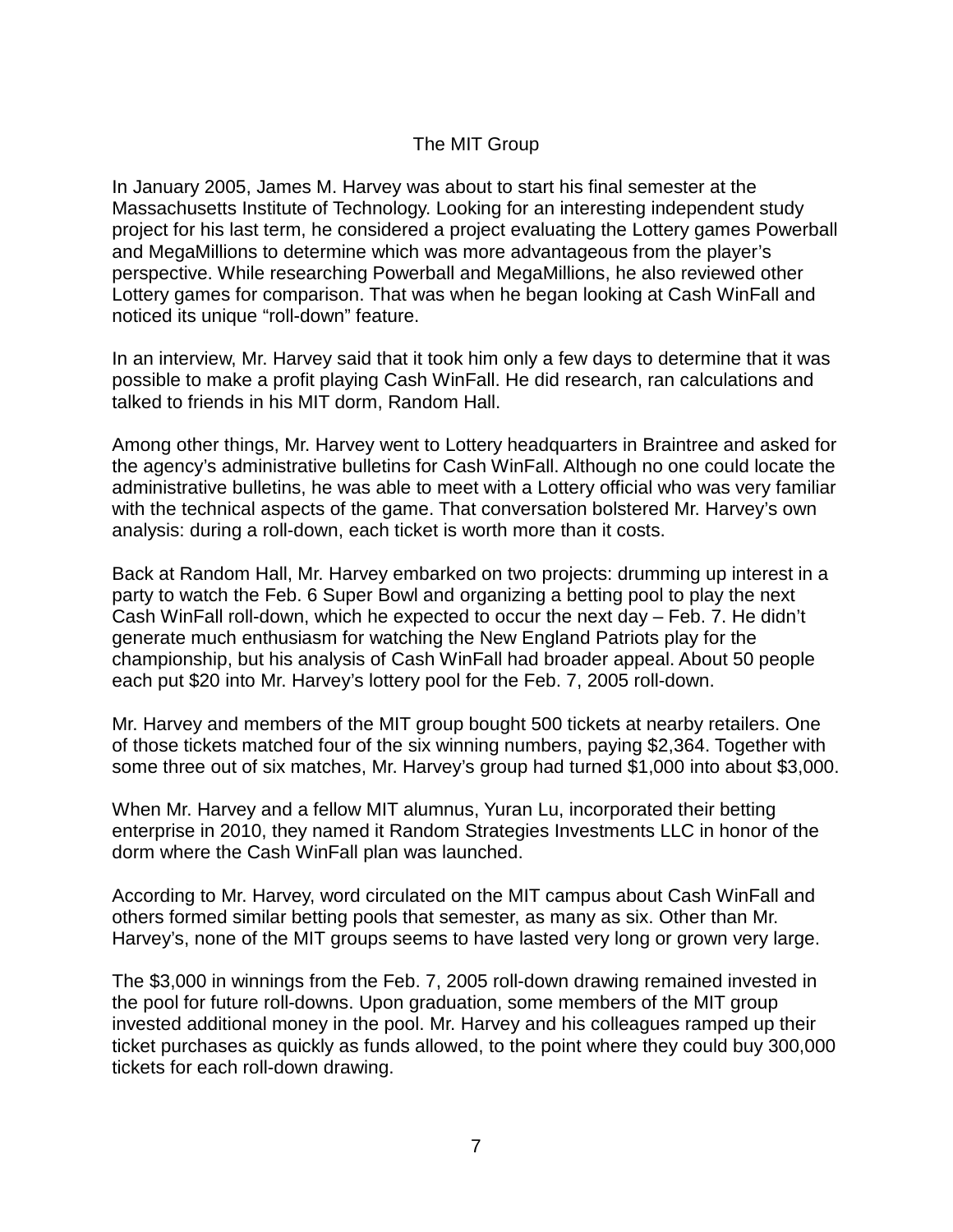## The MIT Group

In January 2005, James M. Harvey was about to start his final semester at the Massachusetts Institute of Technology. Looking for an interesting independent study project for his last term, he considered a project evaluating the Lottery games Powerball and MegaMillions to determine which was more advantageous from the player's perspective. While researching Powerball and MegaMillions, he also reviewed other Lottery games for comparison. That was when he began looking at Cash WinFall and noticed its unique "roll-down" feature.

In an interview, Mr. Harvey said that it took him only a few days to determine that it was possible to make a profit playing Cash WinFall. He did research, ran calculations and talked to friends in his MIT dorm, Random Hall.

Among other things, Mr. Harvey went to Lottery headquarters in Braintree and asked for the agency's administrative bulletins for Cash WinFall. Although no one could locate the administrative bulletins, he was able to meet with a Lottery official who was very familiar with the technical aspects of the game. That conversation bolstered Mr. Harvey's own analysis: during a roll-down, each ticket is worth more than it costs.

Back at Random Hall, Mr. Harvey embarked on two projects: drumming up interest in a party to watch the Feb. 6 Super Bowl and organizing a betting pool to play the next Cash WinFall roll-down, which he expected to occur the next day – Feb. 7. He didn't generate much enthusiasm for watching the New England Patriots play for the championship, but his analysis of Cash WinFall had broader appeal. About 50 people each put $20 into Mr. Harvey's lottery pool for the Feb. 7, 2005 roll-down.

Mr. Harvey and members of the MIT group bought 500 tickets at nearby retailers. One of those tickets matched four of the six winning numbers, paying $2,364. Together with some three out of six matches, Mr. Harvey's group had turned $1,000 into about $3,000.

When Mr. Harvey and a fellow MIT alumnus, Yuran Lu, incorporated their betting enterprise in 2010, they named it Random Strategies Investments LLC in honor of the dorm where the Cash WinFall plan was launched.

According to Mr. Harvey, word circulated on the MIT campus about Cash WinFall and others formed similar betting pools that semester, as many as six. Other than Mr. Harvey's, none of the MIT groups seems to have lasted very long or grown very large.

The $3,000 in winnings from the Feb. 7, 2005 roll-down drawing remained invested in the pool for future roll-downs. Upon graduation, some members of the MIT group invested additional money in the pool. Mr. Harvey and his colleagues ramped up their ticket purchases as quickly as funds allowed, to the point where they could buy 300,000 tickets for each roll-down drawing.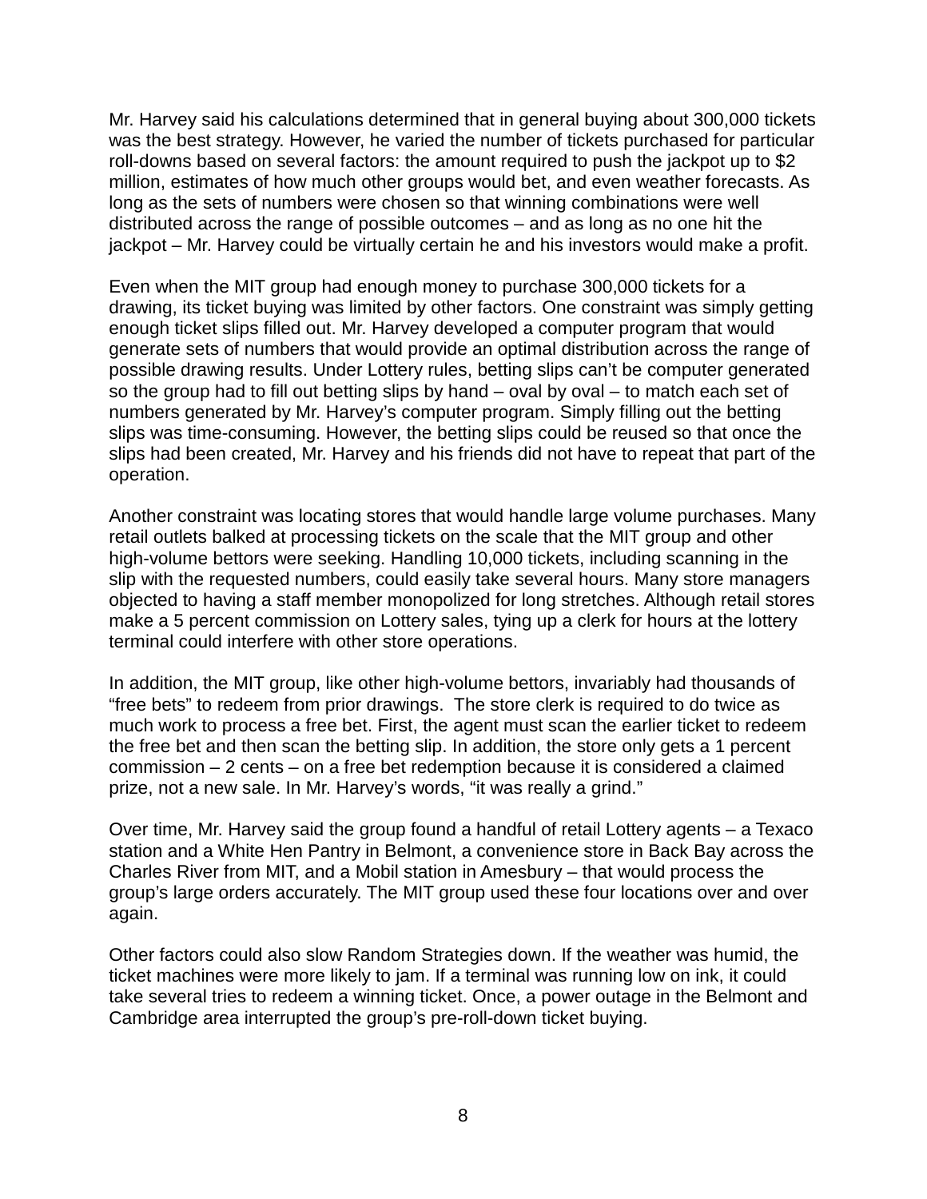Mr. Harvey said his calculations determined that in general buying about 300,000 tickets was the best strategy. However, he varied the number of tickets purchased for particular roll-downs based on several factors: the amount required to push the jackpot up to $2 million, estimates of how much other groups would bet, and even weather forecasts. As long as the sets of numbers were chosen so that winning combinations were well distributed across the range of possible outcomes – and as long as no one hit the jackpot – Mr. Harvey could be virtually certain he and his investors would make a profit.

Even when the MIT group had enough money to purchase 300,000 tickets for a drawing, its ticket buying was limited by other factors. One constraint was simply getting enough ticket slips filled out. Mr. Harvey developed a computer program that would generate sets of numbers that would provide an optimal distribution across the range of possible drawing results. Under Lottery rules, betting slips can't be computer generated so the group had to fill out betting slips by hand – oval by oval – to match each set of numbers generated by Mr. Harvey's computer program. Simply filling out the betting slips was time-consuming. However, the betting slips could be reused so that once the slips had been created, Mr. Harvey and his friends did not have to repeat that part of the operation.

Another constraint was locating stores that would handle large volume purchases. Many retail outlets balked at processing tickets on the scale that the MIT group and other high-volume bettors were seeking. Handling 10,000 tickets, including scanning in the slip with the requested numbers, could easily take several hours. Many store managers objected to having a staff member monopolized for long stretches. Although retail stores make a 5 percent commission on Lottery sales, tying up a clerk for hours at the lottery terminal could interfere with other store operations.

In addition, the MIT group, like other high-volume bettors, invariably had thousands of "free bets" to redeem from prior drawings. The store clerk is required to do twice as much work to process a free bet. First, the agent must scan the earlier ticket to redeem the free bet and then scan the betting slip. In addition, the store only gets a 1 percent commission – 2 cents – on a free bet redemption because it is considered a claimed prize, not a new sale. In Mr. Harvey's words, "it was really a grind."

Over time, Mr. Harvey said the group found a handful of retail Lottery agents – a Texaco station and a White Hen Pantry in Belmont, a convenience store in Back Bay across the Charles River from MIT, and a Mobil station in Amesbury – that would process the group's large orders accurately. The MIT group used these four locations over and over again.

Other factors could also slow Random Strategies down. If the weather was humid, the ticket machines were more likely to jam. If a terminal was running low on ink, it could take several tries to redeem a winning ticket. Once, a power outage in the Belmont and Cambridge area interrupted the group's pre-roll-down ticket buying.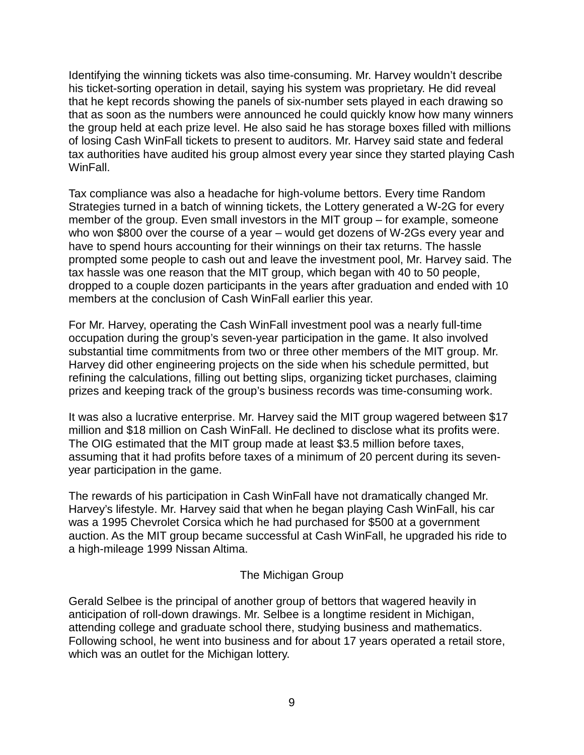Identifying the winning tickets was also time-consuming. Mr. Harvey wouldn't describe his ticket-sorting operation in detail, saying his system was proprietary. He did reveal that he kept records showing the panels of six-number sets played in each drawing so that as soon as the numbers were announced he could quickly know how many winners the group held at each prize level. He also said he has storage boxes filled with millions of losing Cash WinFall tickets to present to auditors. Mr. Harvey said state and federal tax authorities have audited his group almost every year since they started playing Cash WinFall.

Tax compliance was also a headache for high-volume bettors. Every time Random Strategies turned in a batch of winning tickets, the Lottery generated a W-2G for every member of the group. Even small investors in the MIT group – for example, someone who won $800 over the course of a year – would get dozens of W-2Gs every year and have to spend hours accounting for their winnings on their tax returns. The hassle prompted some people to cash out and leave the investment pool, Mr. Harvey said. The tax hassle was one reason that the MIT group, which began with 40 to 50 people, dropped to a couple dozen participants in the years after graduation and ended with 10 members at the conclusion of Cash WinFall earlier this year.

For Mr. Harvey, operating the Cash WinFall investment pool was a nearly full-time occupation during the group's seven-year participation in the game. It also involved substantial time commitments from two or three other members of the MIT group. Mr. Harvey did other engineering projects on the side when his schedule permitted, but refining the calculations, filling out betting slips, organizing ticket purchases, claiming prizes and keeping track of the group's business records was time-consuming work.

It was also a lucrative enterprise. Mr. Harvey said the MIT group wagered between $17 million and $18 million on Cash WinFall. He declined to disclose what its profits were. The OIG estimated that the MIT group made at least $3.5 million before taxes, assuming that it had profits before taxes of a minimum of 20 percent during its seven-year participation in the game.

The rewards of his participation in Cash WinFall have not dramatically changed Mr. Harvey's lifestyle. Mr. Harvey said that when he began playing Cash WinFall, his car was a 1995 Chevrolet Corsica which he had purchased for $500 at a government auction. As the MIT group became successful at Cash WinFall, he upgraded his ride to a high-mileage 1999 Nissan Altima.

## The Michigan Group

Gerald Selbee is the principal of another group of bettors that wagered heavily in anticipation of roll-down drawings. Mr. Selbee is a longtime resident in Michigan, attending college and graduate school there, studying business and mathematics. Following school, he went into business and for about 17 years operated a retail store, which was an outlet for the Michigan lottery.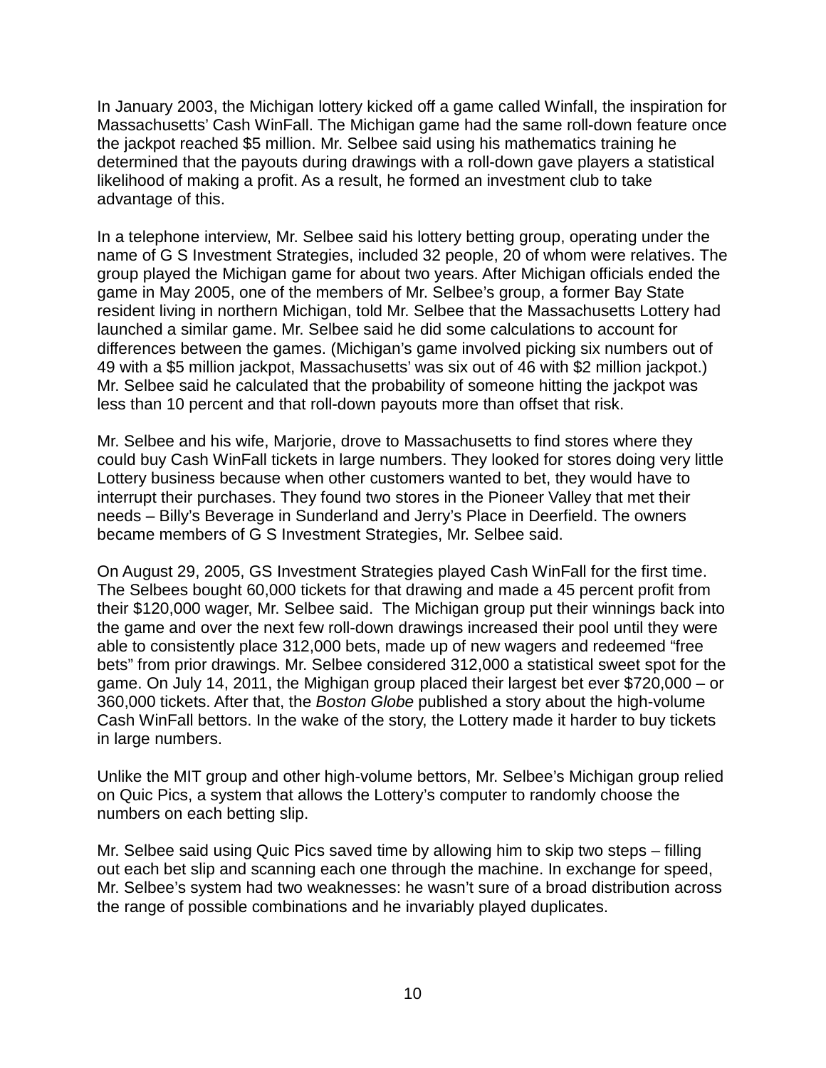In January 2003, the Michigan lottery kicked off a game called Winfall, the inspiration for Massachusetts' Cash WinFall. The Michigan game had the same roll-down feature once the jackpot reached $5 million. Mr. Selbee said using his mathematics training he determined that the payouts during drawings with a roll-down gave players a statistical likelihood of making a profit. As a result, he formed an investment club to take advantage of this.

In a telephone interview, Mr. Selbee said his lottery betting group, operating under the name of G S Investment Strategies, included 32 people, 20 of whom were relatives. The group played the Michigan game for about two years. After Michigan officials ended the game in May 2005, one of the members of Mr. Selbee's group, a former Bay State resident living in northern Michigan, told Mr. Selbee that the Massachusetts Lottery had launched a similar game. Mr. Selbee said he did some calculations to account for differences between the games. (Michigan's game involved picking six numbers out of 49 with a $5 million jackpot, Massachusetts' was six out of 46 with $2 million jackpot.) Mr. Selbee said he calculated that the probability of someone hitting the jackpot was less than 10 percent and that roll-down payouts more than offset that risk.

Mr. Selbee and his wife, Marjorie, drove to Massachusetts to find stores where they could buy Cash WinFall tickets in large numbers. They looked for stores doing very little Lottery business because when other customers wanted to bet, they would have to interrupt their purchases. They found two stores in the Pioneer Valley that met their needs – Billy's Beverage in Sunderland and Jerry's Place in Deerfield. The owners became members of G S Investment Strategies, Mr. Selbee said.

On August 29, 2005, GS Investment Strategies played Cash WinFall for the first time. The Selbees bought 60,000 tickets for that drawing and made a 45 percent profit from their $120,000 wager, Mr. Selbee said. The Michigan group put their winnings back into the game and over the next few roll-down drawings increased their pool until they were able to consistently place 312,000 bets, made up of new wagers and redeemed "free bets" from prior drawings. Mr. Selbee considered 312,000 a statistical sweet spot for the game. On July 14, 2011, the Mighigan group placed their largest bet ever $720,000 – or 360,000 tickets. After that, the *Boston Globe* published a story about the high-volume Cash WinFall bettors. In the wake of the story, the Lottery made it harder to buy tickets in large numbers.

Unlike the MIT group and other high-volume bettors, Mr. Selbee's Michigan group relied on Quic Pics, a system that allows the Lottery's computer to randomly choose the numbers on each betting slip.

Mr. Selbee said using Quic Pics saved time by allowing him to skip two steps – filling out each bet slip and scanning each one through the machine. In exchange for speed, Mr. Selbee's system had two weaknesses: he wasn't sure of a broad distribution across the range of possible combinations and he invariably played duplicates.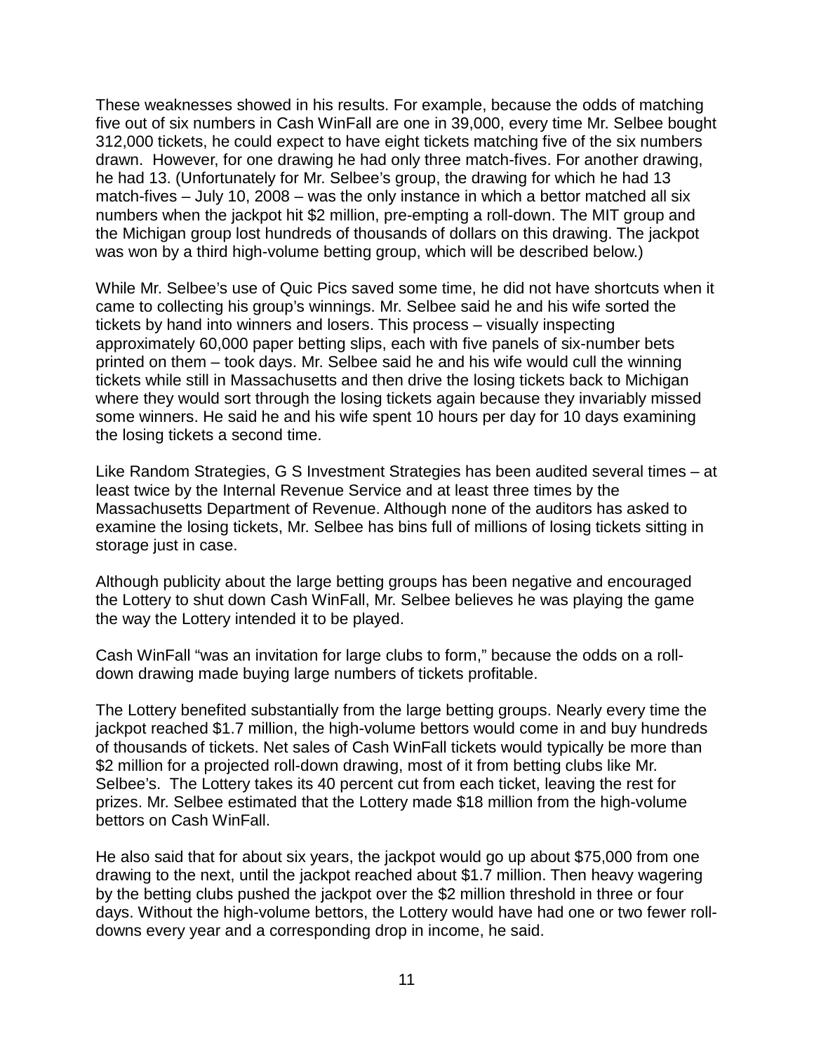These weaknesses showed in his results. For example, because the odds of matching five out of six numbers in Cash WinFall are one in 39,000, every time Mr. Selbee bought 312,000 tickets, he could expect to have eight tickets matching five of the six numbers drawn. However, for one drawing he had only three match-fives. For another drawing, he had 13. (Unfortunately for Mr. Selbee's group, the drawing for which he had 13 match-fives – July 10, 2008 – was the only instance in which a bettor matched all six numbers when the jackpot hit $2 million, pre-empting a roll-down. The MIT group and the Michigan group lost hundreds of thousands of dollars on this drawing. The jackpot was won by a third high-volume betting group, which will be described below.)

While Mr. Selbee's use of Quic Pics saved some time, he did not have shortcuts when it came to collecting his group's winnings. Mr. Selbee said he and his wife sorted the tickets by hand into winners and losers. This process – visually inspecting approximately 60,000 paper betting slips, each with five panels of six-number bets printed on them – took days. Mr. Selbee said he and his wife would cull the winning tickets while still in Massachusetts and then drive the losing tickets back to Michigan where they would sort through the losing tickets again because they invariably missed some winners. He said he and his wife spent 10 hours per day for 10 days examining the losing tickets a second time.

Like Random Strategies, G S Investment Strategies has been audited several times – at least twice by the Internal Revenue Service and at least three times by the Massachusetts Department of Revenue. Although none of the auditors has asked to examine the losing tickets, Mr. Selbee has bins full of millions of losing tickets sitting in storage just in case.

Although publicity about the large betting groups has been negative and encouraged the Lottery to shut down Cash WinFall, Mr. Selbee believes he was playing the game the way the Lottery intended it to be played.

Cash WinFall "was an invitation for large clubs to form," because the odds on a roll-down drawing made buying large numbers of tickets profitable.

The Lottery benefited substantially from the large betting groups. Nearly every time the jackpot reached $1.7 million, the high-volume bettors would come in and buy hundreds of thousands of tickets. Net sales of Cash WinFall tickets would typically be more than $2 million for a projected roll-down drawing, most of it from betting clubs like Mr. Selbee's. The Lottery takes its 40 percent cut from each ticket, leaving the rest for prizes. Mr. Selbee estimated that the Lottery made $18 million from the high-volume bettors on Cash WinFall.

He also said that for about six years, the jackpot would go up about $75,000 from one drawing to the next, until the jackpot reached about $1.7 million. Then heavy wagering by the betting clubs pushed the jackpot over the $2 million threshold in three or four days. Without the high-volume bettors, the Lottery would have had one or two fewer roll-downs every year and a corresponding drop in income, he said.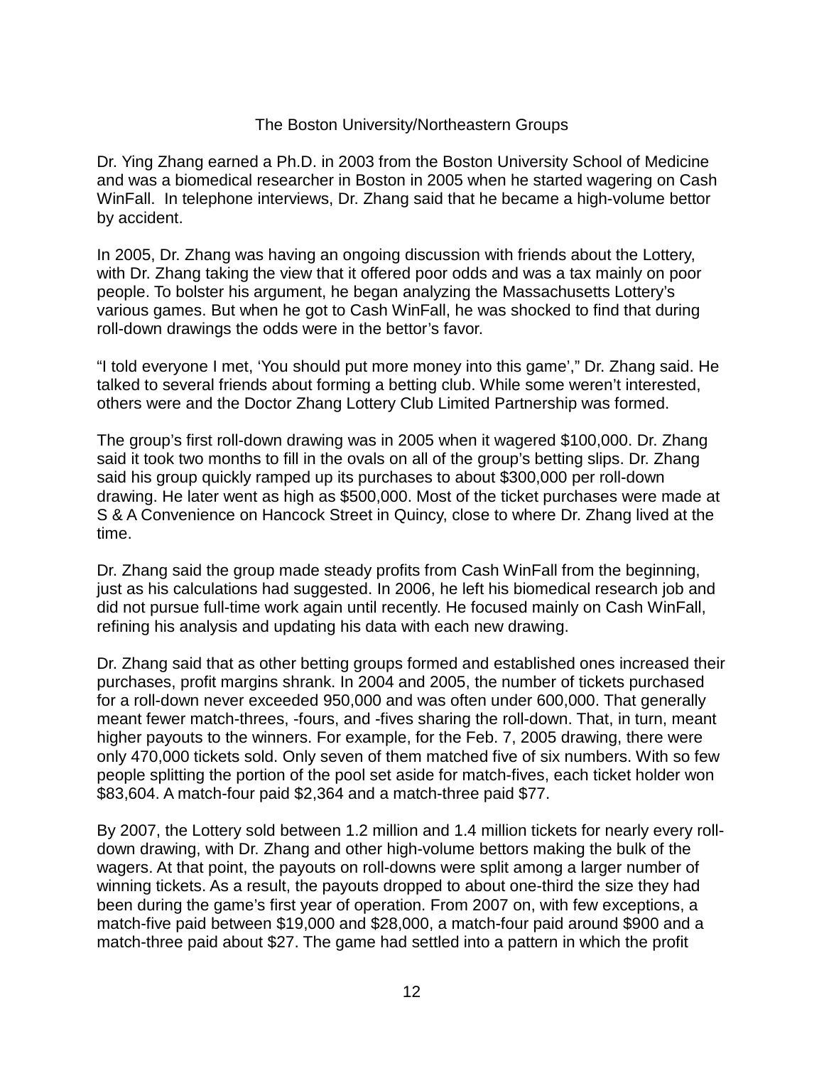## The Boston University/Northeastern Groups

Dr. Ying Zhang earned a Ph.D. in 2003 from the Boston University School of Medicine and was a biomedical researcher in Boston in 2005 when he started wagering on Cash WinFall. In telephone interviews, Dr. Zhang said that he became a high-volume bettor by accident.

In 2005, Dr. Zhang was having an ongoing discussion with friends about the Lottery, with Dr. Zhang taking the view that it offered poor odds and was a tax mainly on poor people. To bolster his argument, he began analyzing the Massachusetts Lottery's various games. But when he got to Cash WinFall, he was shocked to find that during roll-down drawings the odds were in the bettor's favor.

"I told everyone I met, 'You should put more money into this game'," Dr. Zhang said. He talked to several friends about forming a betting club. While some weren't interested, others were and the Doctor Zhang Lottery Club Limited Partnership was formed.

The group's first roll-down drawing was in 2005 when it wagered $100,000. Dr. Zhang said it took two months to fill in the ovals on all of the group's betting slips. Dr. Zhang said his group quickly ramped up its purchases to about $300,000 per roll-down drawing. He later went as high as $500,000. Most of the ticket purchases were made at S & A Convenience on Hancock Street in Quincy, close to where Dr. Zhang lived at the time.

Dr. Zhang said the group made steady profits from Cash WinFall from the beginning, just as his calculations had suggested. In 2006, he left his biomedical research job and did not pursue full-time work again until recently. He focused mainly on Cash WinFall, refining his analysis and updating his data with each new drawing.

Dr. Zhang said that as other betting groups formed and established ones increased their purchases, profit margins shrank. In 2004 and 2005, the number of tickets purchased for a roll-down never exceeded 950,000 and was often under 600,000. That generally meant fewer match-threes, -fours, and -fives sharing the roll-down. That, in turn, meant higher payouts to the winners. For example, for the Feb. 7, 2005 drawing, there were only 470,000 tickets sold. Only seven of them matched five of six numbers. With so few people splitting the portion of the pool set aside for match-fives, each ticket holder won $83,604. A match-four paid $2,364 and a match-three paid $77.

By 2007, the Lottery sold between 1.2 million and 1.4 million tickets for nearly every roll-down drawing, with Dr. Zhang and other high-volume bettors making the bulk of the wagers. At that point, the payouts on roll-downs were split among a larger number of winning tickets. As a result, the payouts dropped to about one-third the size they had been during the game's first year of operation. From 2007 on, with few exceptions, a match-five paid between $19,000 and $28,000, a match-four paid around $900 and a match-three paid about $27. The game had settled into a pattern in which the profit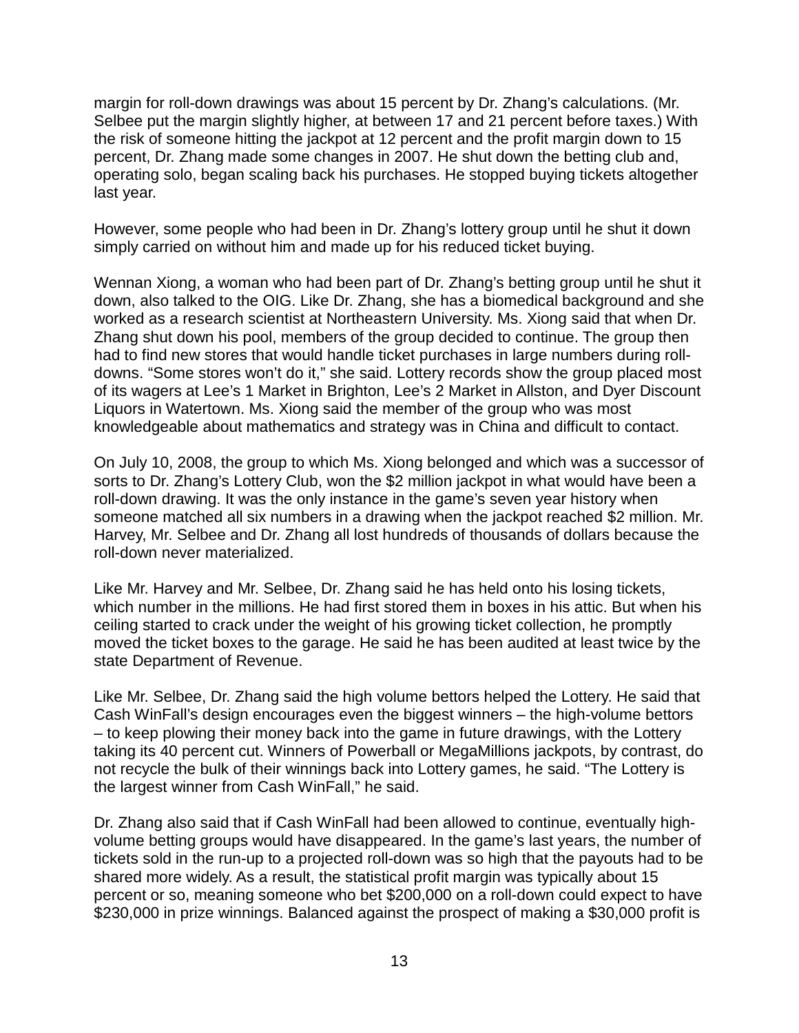margin for roll-down drawings was about 15 percent by Dr. Zhang's calculations. (Mr. Selbee put the margin slightly higher, at between 17 and 21 percent before taxes.) With the risk of someone hitting the jackpot at 12 percent and the profit margin down to 15 percent, Dr. Zhang made some changes in 2007. He shut down the betting club and, operating solo, began scaling back his purchases. He stopped buying tickets altogether last year.

However, some people who had been in Dr. Zhang's lottery group until he shut it down simply carried on without him and made up for his reduced ticket buying.

Wennan Xiong, a woman who had been part of Dr. Zhang's betting group until he shut it down, also talked to the OIG. Like Dr. Zhang, she has a biomedical background and she worked as a research scientist at Northeastern University. Ms. Xiong said that when Dr. Zhang shut down his pool, members of the group decided to continue. The group then had to find new stores that would handle ticket purchases in large numbers during roll-downs. "Some stores won't do it," she said. Lottery records show the group placed most of its wagers at Lee's 1 Market in Brighton, Lee's 2 Market in Allston, and Dyer Discount Liquors in Watertown. Ms. Xiong said the member of the group who was most knowledgeable about mathematics and strategy was in China and difficult to contact.

On July 10, 2008, the group to which Ms. Xiong belonged and which was a successor of sorts to Dr. Zhang's Lottery Club, won the $2 million jackpot in what would have been a roll-down drawing. It was the only instance in the game's seven year history when someone matched all six numbers in a drawing when the jackpot reached $2 million. Mr. Harvey, Mr. Selbee and Dr. Zhang all lost hundreds of thousands of dollars because the roll-down never materialized.

Like Mr. Harvey and Mr. Selbee, Dr. Zhang said he has held onto his losing tickets, which number in the millions. He had first stored them in boxes in his attic. But when his ceiling started to crack under the weight of his growing ticket collection, he promptly moved the ticket boxes to the garage. He said he has been audited at least twice by the state Department of Revenue.

Like Mr. Selbee, Dr. Zhang said the high volume bettors helped the Lottery. He said that Cash WinFall's design encourages even the biggest winners – the high-volume bettors – to keep plowing their money back into the game in future drawings, with the Lottery taking its 40 percent cut. Winners of Powerball or MegaMillions jackpots, by contrast, do not recycle the bulk of their winnings back into Lottery games, he said. "The Lottery is the largest winner from Cash WinFall," he said.

Dr. Zhang also said that if Cash WinFall had been allowed to continue, eventually high-volume betting groups would have disappeared. In the game's last years, the number of tickets sold in the run-up to a projected roll-down was so high that the payouts had to be shared more widely. As a result, the statistical profit margin was typically about 15 percent or so, meaning someone who bet $200,000 on a roll-down could expect to have $230,000 in prize winnings. Balanced against the prospect of making a $30,000 profit is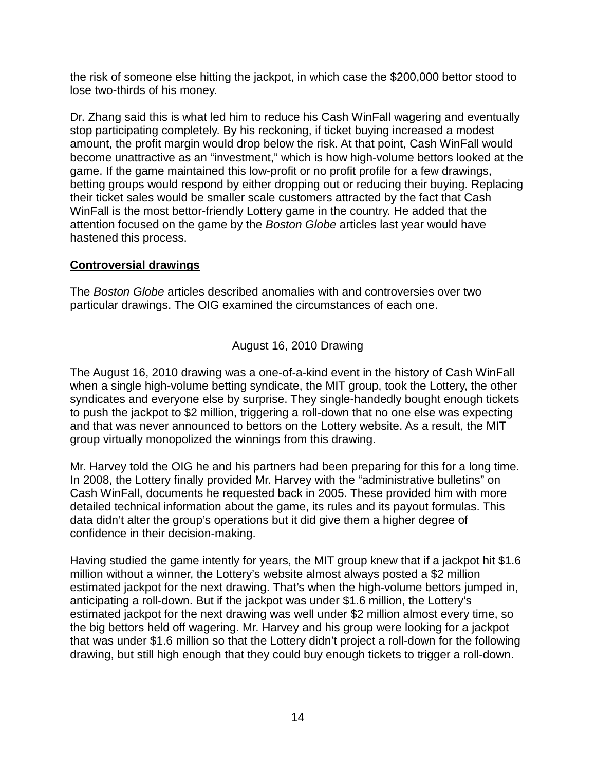the risk of someone else hitting the jackpot, in which case the $200,000 bettor stood to lose two-thirds of his money.

Dr. Zhang said this is what led him to reduce his Cash WinFall wagering and eventually stop participating completely. By his reckoning, if ticket buying increased a modest amount, the profit margin would drop below the risk. At that point, Cash WinFall would become unattractive as an "investment," which is how high-volume bettors looked at the game. If the game maintained this low-profit or no profit profile for a few drawings, betting groups would respond by either dropping out or reducing their buying. Replacing their ticket sales would be smaller scale customers attracted by the fact that Cash WinFall is the most bettor-friendly Lottery game in the country. He added that the attention focused on the game by the *Boston Globe* articles last year would have hastened this process.

## **Controversial drawings**

The *Boston Globe* articles described anomalies with and controversies over two particular drawings. The OIG examined the circumstances of each one.

### August 16, 2010 Drawing

The August 16, 2010 drawing was a one-of-a-kind event in the history of Cash WinFall when a single high-volume betting syndicate, the MIT group, took the Lottery, the other syndicates and everyone else by surprise. They single-handedly bought enough tickets to push the jackpot to $2 million, triggering a roll-down that no one else was expecting and that was never announced to bettors on the Lottery website. As a result, the MIT group virtually monopolized the winnings from this drawing.

Mr. Harvey told the OIG he and his partners had been preparing for this for a long time. In 2008, the Lottery finally provided Mr. Harvey with the "administrative bulletins" on Cash WinFall, documents he requested back in 2005. These provided him with more detailed technical information about the game, its rules and its payout formulas. This data didn't alter the group's operations but it did give them a higher degree of confidence in their decision-making.

Having studied the game intently for years, the MIT group knew that if a jackpot hit $1.6 million without a winner, the Lottery's website almost always posted a $2 million estimated jackpot for the next drawing. That's when the high-volume bettors jumped in, anticipating a roll-down. But if the jackpot was under $1.6 million, the Lottery's estimated jackpot for the next drawing was well under $2 million almost every time, so the big bettors held off wagering. Mr. Harvey and his group were looking for a jackpot that was under $1.6 million so that the Lottery didn't project a roll-down for the following drawing, but still high enough that they could buy enough tickets to trigger a roll-down.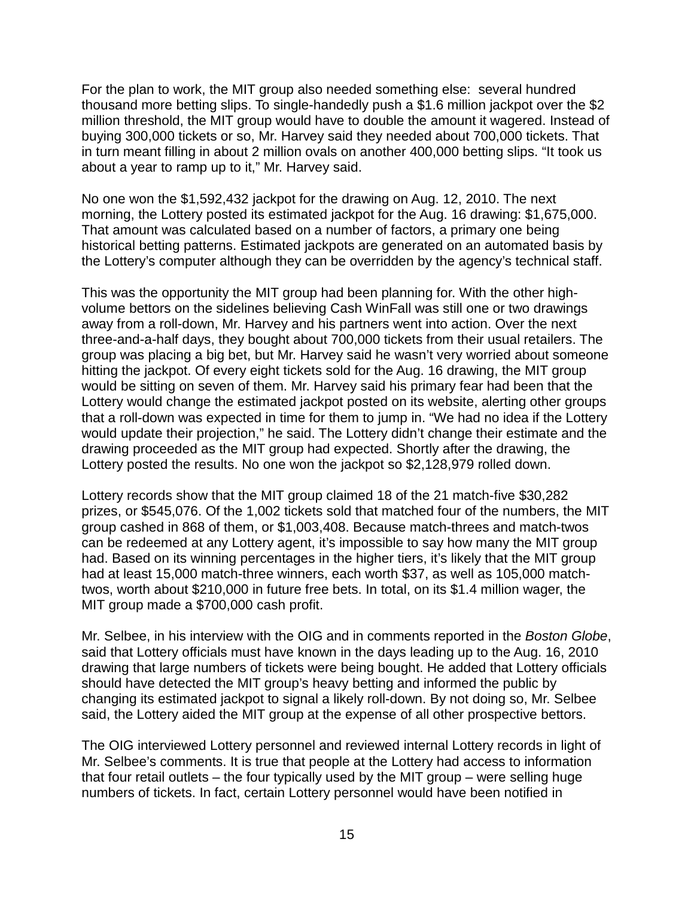For the plan to work, the MIT group also needed something else: several hundred thousand more betting slips. To single-handedly push a $1.6 million jackpot over the $2 million threshold, the MIT group would have to double the amount it wagered. Instead of buying 300,000 tickets or so, Mr. Harvey said they needed about 700,000 tickets. That in turn meant filling in about 2 million ovals on another 400,000 betting slips. "It took us about a year to ramp up to it," Mr. Harvey said.

No one won the $1,592,432 jackpot for the drawing on Aug. 12, 2010. The next morning, the Lottery posted its estimated jackpot for the Aug. 16 drawing: $1,675,000. That amount was calculated based on a number of factors, a primary one being historical betting patterns. Estimated jackpots are generated on an automated basis by the Lottery's computer although they can be overridden by the agency's technical staff.

This was the opportunity the MIT group had been planning for. With the other high-volume bettors on the sidelines believing Cash WinFall was still one or two drawings away from a roll-down, Mr. Harvey and his partners went into action. Over the next three-and-a-half days, they bought about 700,000 tickets from their usual retailers. The group was placing a big bet, but Mr. Harvey said he wasn't very worried about someone hitting the jackpot. Of every eight tickets sold for the Aug. 16 drawing, the MIT group would be sitting on seven of them. Mr. Harvey said his primary fear had been that the Lottery would change the estimated jackpot posted on its website, alerting other groups that a roll-down was expected in time for them to jump in. "We had no idea if the Lottery would update their projection," he said. The Lottery didn't change their estimate and the drawing proceeded as the MIT group had expected. Shortly after the drawing, the Lottery posted the results. No one won the jackpot so $2,128,979 rolled down.

Lottery records show that the MIT group claimed 18 of the 21 match-five $30,282 prizes, or $545,076. Of the 1,002 tickets sold that matched four of the numbers, the MIT group cashed in 868 of them, or $1,003,408. Because match-threes and match-twos can be redeemed at any Lottery agent, it's impossible to say how many the MIT group had. Based on its winning percentages in the higher tiers, it's likely that the MIT group had at least 15,000 match-three winners, each worth $37, as well as 105,000 match-twos, worth about $210,000 in future free bets. In total, on its $1.4 million wager, the MIT group made a $700,000 cash profit.

Mr. Selbee, in his interview with the OIG and in comments reported in the *Boston Globe*, said that Lottery officials must have known in the days leading up to the Aug. 16, 2010 drawing that large numbers of tickets were being bought. He added that Lottery officials should have detected the MIT group's heavy betting and informed the public by changing its estimated jackpot to signal a likely roll-down. By not doing so, Mr. Selbee said, the Lottery aided the MIT group at the expense of all other prospective bettors.

The OIG interviewed Lottery personnel and reviewed internal Lottery records in light of Mr. Selbee's comments. It is true that people at the Lottery had access to information that four retail outlets – the four typically used by the MIT group – were selling huge numbers of tickets. In fact, certain Lottery personnel would have been notified in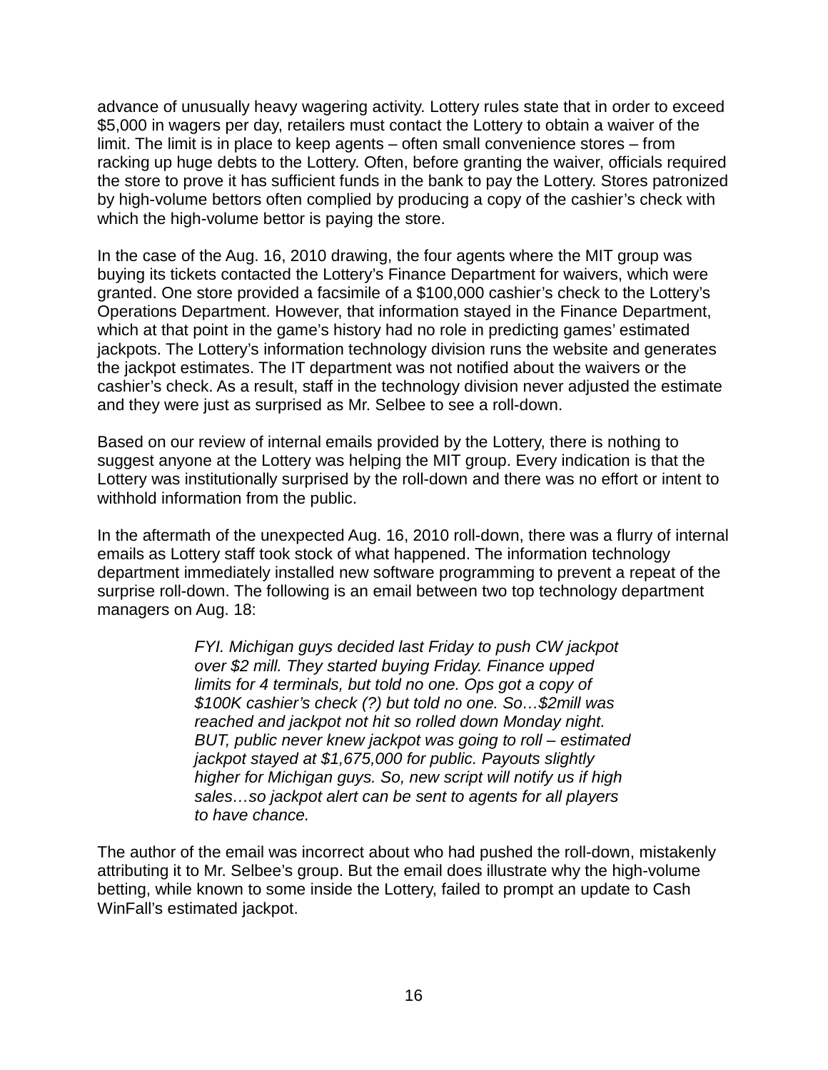advance of unusually heavy wagering activity. Lottery rules state that in order to exceed $5,000 in wagers per day, retailers must contact the Lottery to obtain a waiver of the limit. The limit is in place to keep agents – often small convenience stores – from racking up huge debts to the Lottery. Often, before granting the waiver, officials required the store to prove it has sufficient funds in the bank to pay the Lottery. Stores patronized by high-volume bettors often complied by producing a copy of the cashier's check with which the high-volume bettor is paying the store.

In the case of the Aug. 16, 2010 drawing, the four agents where the MIT group was buying its tickets contacted the Lottery's Finance Department for waivers, which were granted. One store provided a facsimile of a $100,000 cashier's check to the Lottery's Operations Department. However, that information stayed in the Finance Department, which at that point in the game's history had no role in predicting games' estimated jackpots. The Lottery's information technology division runs the website and generates the jackpot estimates. The IT department was not notified about the waivers or the cashier's check. As a result, staff in the technology division never adjusted the estimate and they were just as surprised as Mr. Selbee to see a roll-down.

Based on our review of internal emails provided by the Lottery, there is nothing to suggest anyone at the Lottery was helping the MIT group. Every indication is that the Lottery was institutionally surprised by the roll-down and there was no effort or intent to withhold information from the public.

In the aftermath of the unexpected Aug. 16, 2010 roll-down, there was a flurry of internal emails as Lottery staff took stock of what happened. The information technology department immediately installed new software programming to prevent a repeat of the surprise roll-down. The following is an email between two top technology department managers on Aug. 18:

> *FYI. Michigan guys decided last Friday to push CW jackpot over $2 mill. They started buying Friday. Finance upped limits for 4 terminals, but told no one. Ops got a copy of $100K cashier's check (?) but told no one. So…$2mill was reached and jackpot not hit so rolled down Monday night. BUT, public never knew jackpot was going to roll – estimated jackpot stayed at $1,675,000 for public. Payouts slightly higher for Michigan guys. So, new script will notify us if high sales…so jackpot alert can be sent to agents for all players to have chance.*

The author of the email was incorrect about who had pushed the roll-down, mistakenly attributing it to Mr. Selbee's group. But the email does illustrate why the high-volume betting, while known to some inside the Lottery, failed to prompt an update to Cash WinFall's estimated jackpot.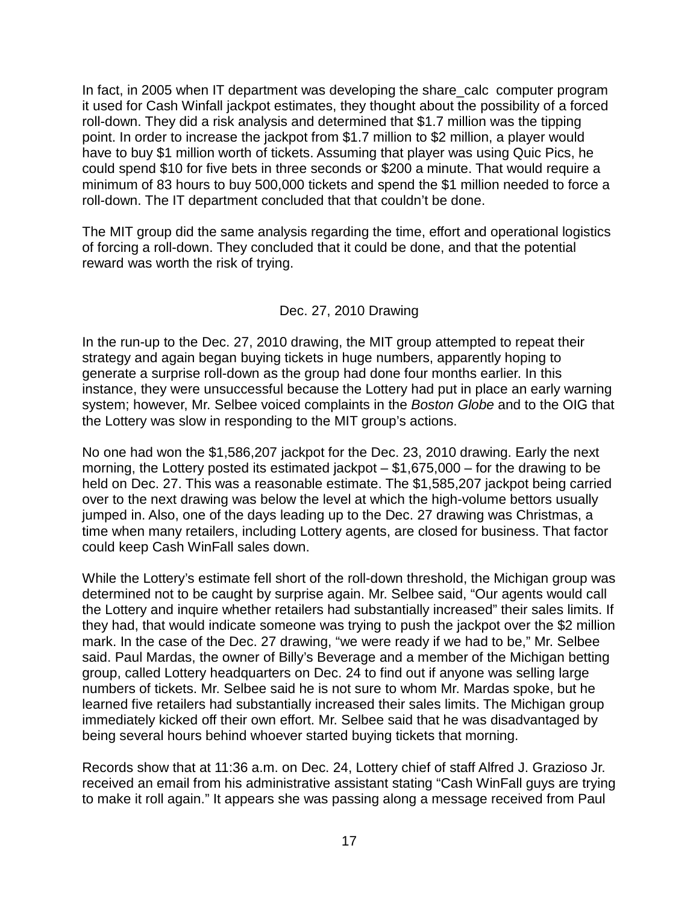In fact, in 2005 when IT department was developing the share_calc computer program it used for Cash Winfall jackpot estimates, they thought about the possibility of a forced roll-down. They did a risk analysis and determined that $1.7 million was the tipping point. In order to increase the jackpot from $1.7 million to $2 million, a player would have to buy $1 million worth of tickets. Assuming that player was using Quic Pics, he could spend $10 for five bets in three seconds or $200 a minute. That would require a minimum of 83 hours to buy 500,000 tickets and spend the $1 million needed to force a roll-down. The IT department concluded that that couldn't be done.

The MIT group did the same analysis regarding the time, effort and operational logistics of forcing a roll-down. They concluded that it could be done, and that the potential reward was worth the risk of trying.

## Dec. 27, 2010 Drawing

In the run-up to the Dec. 27, 2010 drawing, the MIT group attempted to repeat their strategy and again began buying tickets in huge numbers, apparently hoping to generate a surprise roll-down as the group had done four months earlier. In this instance, they were unsuccessful because the Lottery had put in place an early warning system; however, Mr. Selbee voiced complaints in the *Boston Globe* and to the OIG that the Lottery was slow in responding to the MIT group's actions.

No one had won the $1,586,207 jackpot for the Dec. 23, 2010 drawing. Early the next morning, the Lottery posted its estimated jackpot – $1,675,000 – for the drawing to be held on Dec. 27. This was a reasonable estimate. The $1,585,207 jackpot being carried over to the next drawing was below the level at which the high-volume bettors usually jumped in. Also, one of the days leading up to the Dec. 27 drawing was Christmas, a time when many retailers, including Lottery agents, are closed for business. That factor could keep Cash WinFall sales down.

While the Lottery's estimate fell short of the roll-down threshold, the Michigan group was determined not to be caught by surprise again. Mr. Selbee said, "Our agents would call the Lottery and inquire whether retailers had substantially increased" their sales limits. If they had, that would indicate someone was trying to push the jackpot over the $2 million mark. In the case of the Dec. 27 drawing, "we were ready if we had to be," Mr. Selbee said. Paul Mardas, the owner of Billy's Beverage and a member of the Michigan betting group, called Lottery headquarters on Dec. 24 to find out if anyone was selling large numbers of tickets. Mr. Selbee said he is not sure to whom Mr. Mardas spoke, but he learned five retailers had substantially increased their sales limits. The Michigan group immediately kicked off their own effort. Mr. Selbee said that he was disadvantaged by being several hours behind whoever started buying tickets that morning.

Records show that at 11:36 a.m. on Dec. 24, Lottery chief of staff Alfred J. Grazioso Jr. received an email from his administrative assistant stating "Cash WinFall guys are trying to make it roll again." It appears she was passing along a message received from Paul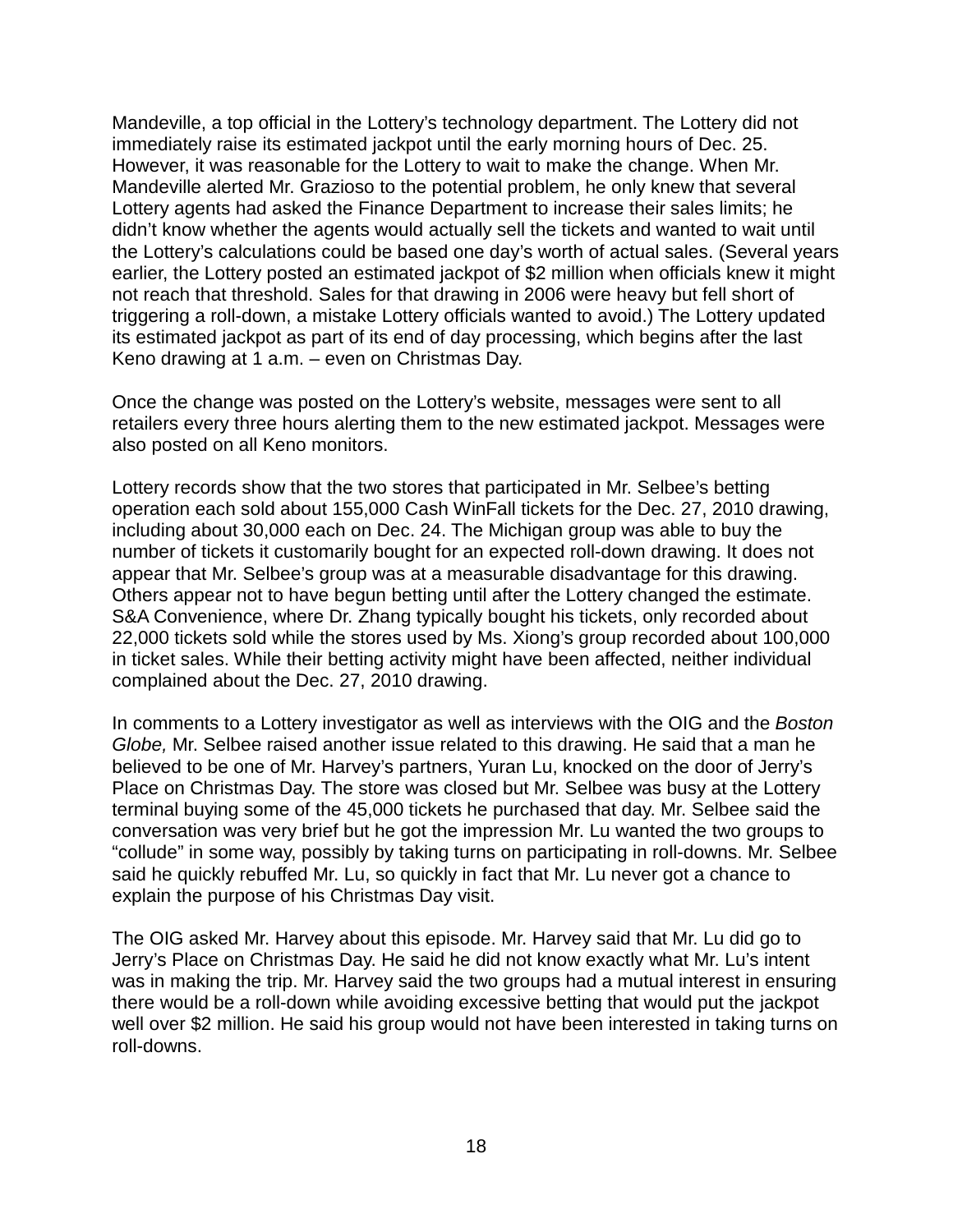Mandeville, a top official in the Lottery's technology department. The Lottery did not immediately raise its estimated jackpot until the early morning hours of Dec. 25. However, it was reasonable for the Lottery to wait to make the change. When Mr. Mandeville alerted Mr. Grazioso to the potential problem, he only knew that several Lottery agents had asked the Finance Department to increase their sales limits; he didn't know whether the agents would actually sell the tickets and wanted to wait until the Lottery's calculations could be based one day's worth of actual sales. (Several years earlier, the Lottery posted an estimated jackpot of $2 million when officials knew it might not reach that threshold. Sales for that drawing in 2006 were heavy but fell short of triggering a roll-down, a mistake Lottery officials wanted to avoid.) The Lottery updated its estimated jackpot as part of its end of day processing, which begins after the last Keno drawing at 1 a.m. – even on Christmas Day.

Once the change was posted on the Lottery's website, messages were sent to all retailers every three hours alerting them to the new estimated jackpot. Messages were also posted on all Keno monitors.

Lottery records show that the two stores that participated in Mr. Selbee's betting operation each sold about 155,000 Cash WinFall tickets for the Dec. 27, 2010 drawing, including about 30,000 each on Dec. 24. The Michigan group was able to buy the number of tickets it customarily bought for an expected roll-down drawing. It does not appear that Mr. Selbee's group was at a measurable disadvantage for this drawing. Others appear not to have begun betting until after the Lottery changed the estimate. S&A Convenience, where Dr. Zhang typically bought his tickets, only recorded about 22,000 tickets sold while the stores used by Ms. Xiong's group recorded about 100,000 in ticket sales. While their betting activity might have been affected, neither individual complained about the Dec. 27, 2010 drawing.

In comments to a Lottery investigator as well as interviews with the OIG and the *Boston Globe,* Mr. Selbee raised another issue related to this drawing. He said that a man he believed to be one of Mr. Harvey's partners, Yuran Lu, knocked on the door of Jerry's Place on Christmas Day. The store was closed but Mr. Selbee was busy at the Lottery terminal buying some of the 45,000 tickets he purchased that day. Mr. Selbee said the conversation was very brief but he got the impression Mr. Lu wanted the two groups to "collude" in some way, possibly by taking turns on participating in roll-downs. Mr. Selbee said he quickly rebuffed Mr. Lu, so quickly in fact that Mr. Lu never got a chance to explain the purpose of his Christmas Day visit.

The OIG asked Mr. Harvey about this episode. Mr. Harvey said that Mr. Lu did go to Jerry's Place on Christmas Day. He said he did not know exactly what Mr. Lu's intent was in making the trip. Mr. Harvey said the two groups had a mutual interest in ensuring there would be a roll-down while avoiding excessive betting that would put the jackpot well over $2 million. He said his group would not have been interested in taking turns on roll-downs.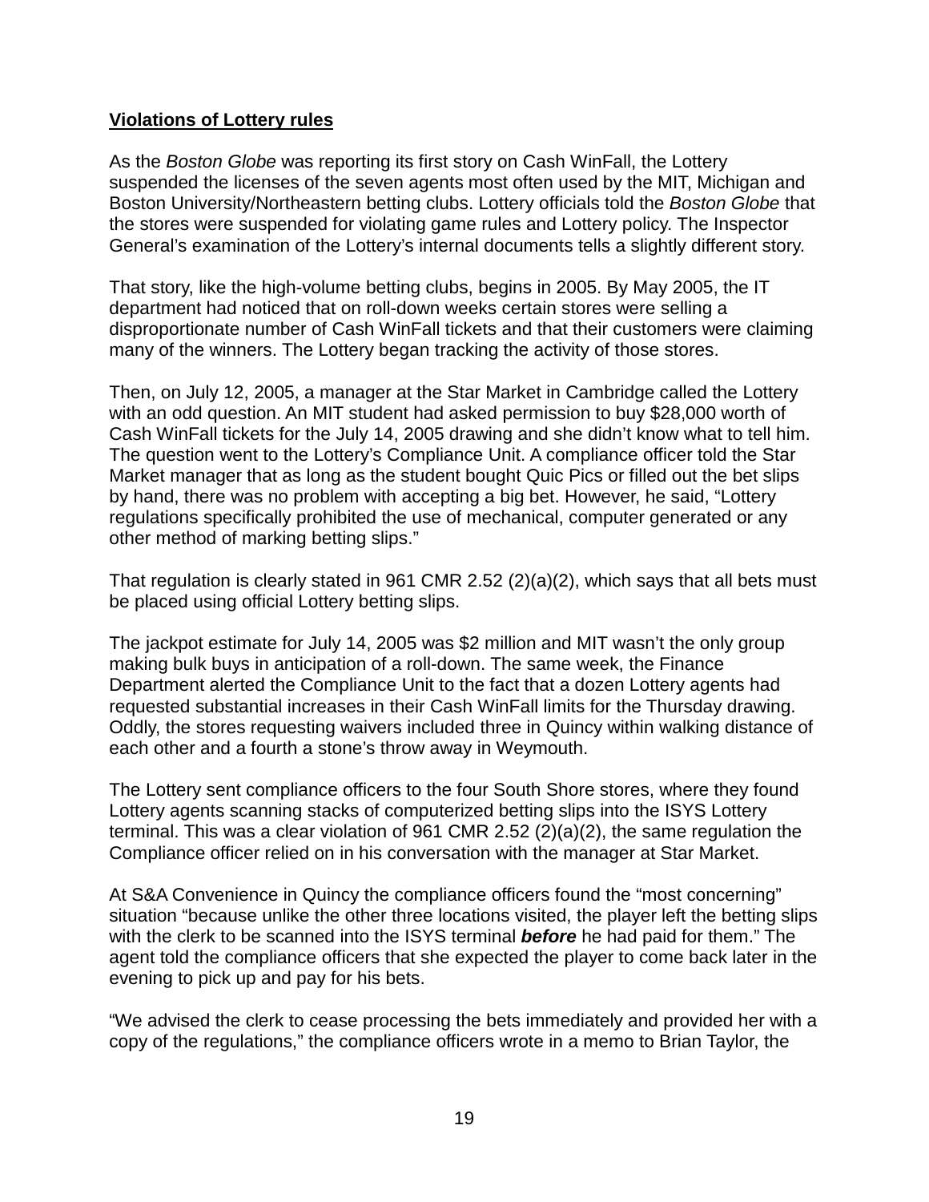**Violations of Lottery rules**

As the *Boston Globe* was reporting its first story on Cash WinFall, the Lottery suspended the licenses of the seven agents most often used by the MIT, Michigan and Boston University/Northeastern betting clubs. Lottery officials told the *Boston Globe* that the stores were suspended for violating game rules and Lottery policy. The Inspector General's examination of the Lottery's internal documents tells a slightly different story.

That story, like the high-volume betting clubs, begins in 2005. By May 2005, the IT department had noticed that on roll-down weeks certain stores were selling a disproportionate number of Cash WinFall tickets and that their customers were claiming many of the winners. The Lottery began tracking the activity of those stores.

Then, on July 12, 2005, a manager at the Star Market in Cambridge called the Lottery with an odd question. An MIT student had asked permission to buy $28,000 worth of Cash WinFall tickets for the July 14, 2005 drawing and she didn't know what to tell him. The question went to the Lottery's Compliance Unit. A compliance officer told the Star Market manager that as long as the student bought Quic Pics or filled out the bet slips by hand, there was no problem with accepting a big bet. However, he said, "Lottery regulations specifically prohibited the use of mechanical, computer generated or any other method of marking betting slips."

That regulation is clearly stated in 961 CMR 2.52 (2)(a)(2), which says that all bets must be placed using official Lottery betting slips.

The jackpot estimate for July 14, 2005 was $2 million and MIT wasn't the only group making bulk buys in anticipation of a roll-down. The same week, the Finance Department alerted the Compliance Unit to the fact that a dozen Lottery agents had requested substantial increases in their Cash WinFall limits for the Thursday drawing. Oddly, the stores requesting waivers included three in Quincy within walking distance of each other and a fourth a stone's throw away in Weymouth.

The Lottery sent compliance officers to the four South Shore stores, where they found Lottery agents scanning stacks of computerized betting slips into the ISYS Lottery terminal. This was a clear violation of 961 CMR 2.52 (2)(a)(2), the same regulation the Compliance officer relied on in his conversation with the manager at Star Market.

At S&A Convenience in Quincy the compliance officers found the "most concerning" situation "because unlike the other three locations visited, the player left the betting slips with the clerk to be scanned into the ISYS terminal ***before*** he had paid for them." The agent told the compliance officers that she expected the player to come back later in the evening to pick up and pay for his bets.

"We advised the clerk to cease processing the bets immediately and provided her with a copy of the regulations," the compliance officers wrote in a memo to Brian Taylor, the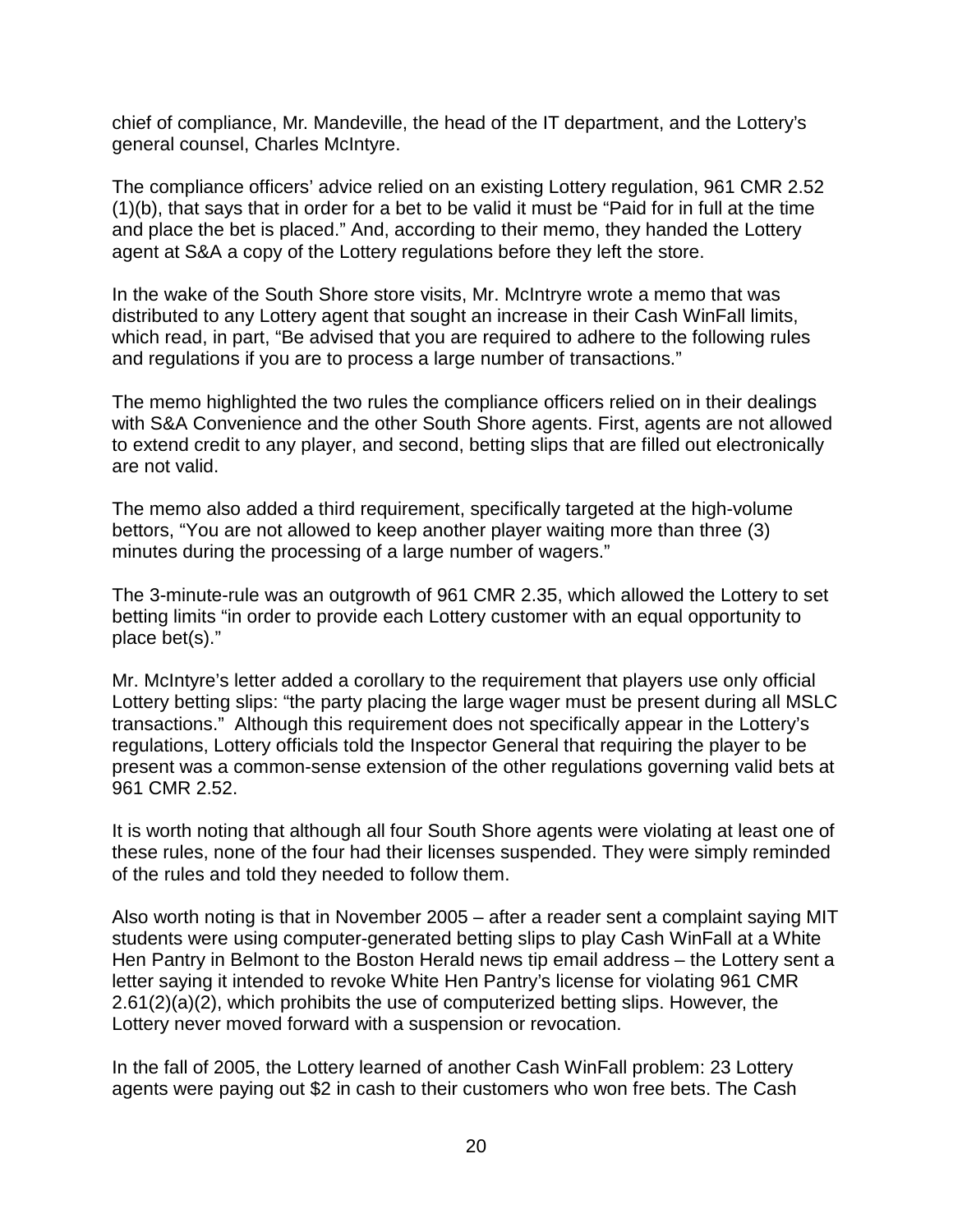chief of compliance, Mr. Mandeville, the head of the IT department, and the Lottery's general counsel, Charles McIntyre.

The compliance officers' advice relied on an existing Lottery regulation, 961 CMR 2.52 (1)(b), that says that in order for a bet to be valid it must be "Paid for in full at the time and place the bet is placed." And, according to their memo, they handed the Lottery agent at S&A a copy of the Lottery regulations before they left the store.

In the wake of the South Shore store visits, Mr. McIntryre wrote a memo that was distributed to any Lottery agent that sought an increase in their Cash WinFall limits, which read, in part, "Be advised that you are required to adhere to the following rules and regulations if you are to process a large number of transactions."

The memo highlighted the two rules the compliance officers relied on in their dealings with S&A Convenience and the other South Shore agents. First, agents are not allowed to extend credit to any player, and second, betting slips that are filled out electronically are not valid.

The memo also added a third requirement, specifically targeted at the high-volume bettors, "You are not allowed to keep another player waiting more than three (3) minutes during the processing of a large number of wagers."

The 3-minute-rule was an outgrowth of 961 CMR 2.35, which allowed the Lottery to set betting limits "in order to provide each Lottery customer with an equal opportunity to place bet(s)."

Mr. McIntyre's letter added a corollary to the requirement that players use only official Lottery betting slips: "the party placing the large wager must be present during all MSLC transactions." Although this requirement does not specifically appear in the Lottery's regulations, Lottery officials told the Inspector General that requiring the player to be present was a common-sense extension of the other regulations governing valid bets at 961 CMR 2.52.

It is worth noting that although all four South Shore agents were violating at least one of these rules, none of the four had their licenses suspended. They were simply reminded of the rules and told they needed to follow them.

Also worth noting is that in November 2005 – after a reader sent a complaint saying MIT students were using computer-generated betting slips to play Cash WinFall at a White Hen Pantry in Belmont to the Boston Herald news tip email address – the Lottery sent a letter saying it intended to revoke White Hen Pantry's license for violating 961 CMR 2.61(2)(a)(2), which prohibits the use of computerized betting slips. However, the Lottery never moved forward with a suspension or revocation.

In the fall of 2005, the Lottery learned of another Cash WinFall problem: 23 Lottery agents were paying out $2 in cash to their customers who won free bets. The Cash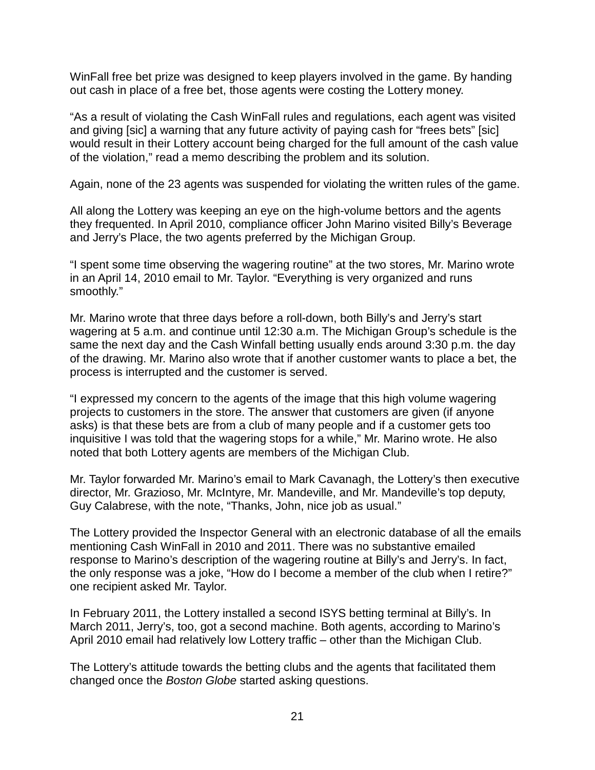WinFall free bet prize was designed to keep players involved in the game. By handing out cash in place of a free bet, those agents were costing the Lottery money.

"As a result of violating the Cash WinFall rules and regulations, each agent was visited and giving [sic] a warning that any future activity of paying cash for "frees bets" [sic] would result in their Lottery account being charged for the full amount of the cash value of the violation," read a memo describing the problem and its solution.

Again, none of the 23 agents was suspended for violating the written rules of the game.

All along the Lottery was keeping an eye on the high-volume bettors and the agents they frequented. In April 2010, compliance officer John Marino visited Billy's Beverage and Jerry's Place, the two agents preferred by the Michigan Group.

"I spent some time observing the wagering routine" at the two stores, Mr. Marino wrote in an April 14, 2010 email to Mr. Taylor. "Everything is very organized and runs smoothly."

Mr. Marino wrote that three days before a roll-down, both Billy's and Jerry's start wagering at 5 a.m. and continue until 12:30 a.m. The Michigan Group's schedule is the same the next day and the Cash Winfall betting usually ends around 3:30 p.m. the day of the drawing. Mr. Marino also wrote that if another customer wants to place a bet, the process is interrupted and the customer is served.

"I expressed my concern to the agents of the image that this high volume wagering projects to customers in the store. The answer that customers are given (if anyone asks) is that these bets are from a club of many people and if a customer gets too inquisitive I was told that the wagering stops for a while," Mr. Marino wrote. He also noted that both Lottery agents are members of the Michigan Club.

Mr. Taylor forwarded Mr. Marino's email to Mark Cavanagh, the Lottery's then executive director, Mr. Grazioso, Mr. McIntyre, Mr. Mandeville, and Mr. Mandeville's top deputy, Guy Calabrese, with the note, "Thanks, John, nice job as usual."

The Lottery provided the Inspector General with an electronic database of all the emails mentioning Cash WinFall in 2010 and 2011. There was no substantive emailed response to Marino's description of the wagering routine at Billy's and Jerry's. In fact, the only response was a joke, "How do I become a member of the club when I retire?" one recipient asked Mr. Taylor.

In February 2011, the Lottery installed a second ISYS betting terminal at Billy's. In March 2011, Jerry's, too, got a second machine. Both agents, according to Marino's April 2010 email had relatively low Lottery traffic – other than the Michigan Club.

The Lottery's attitude towards the betting clubs and the agents that facilitated them changed once the *Boston Globe* started asking questions.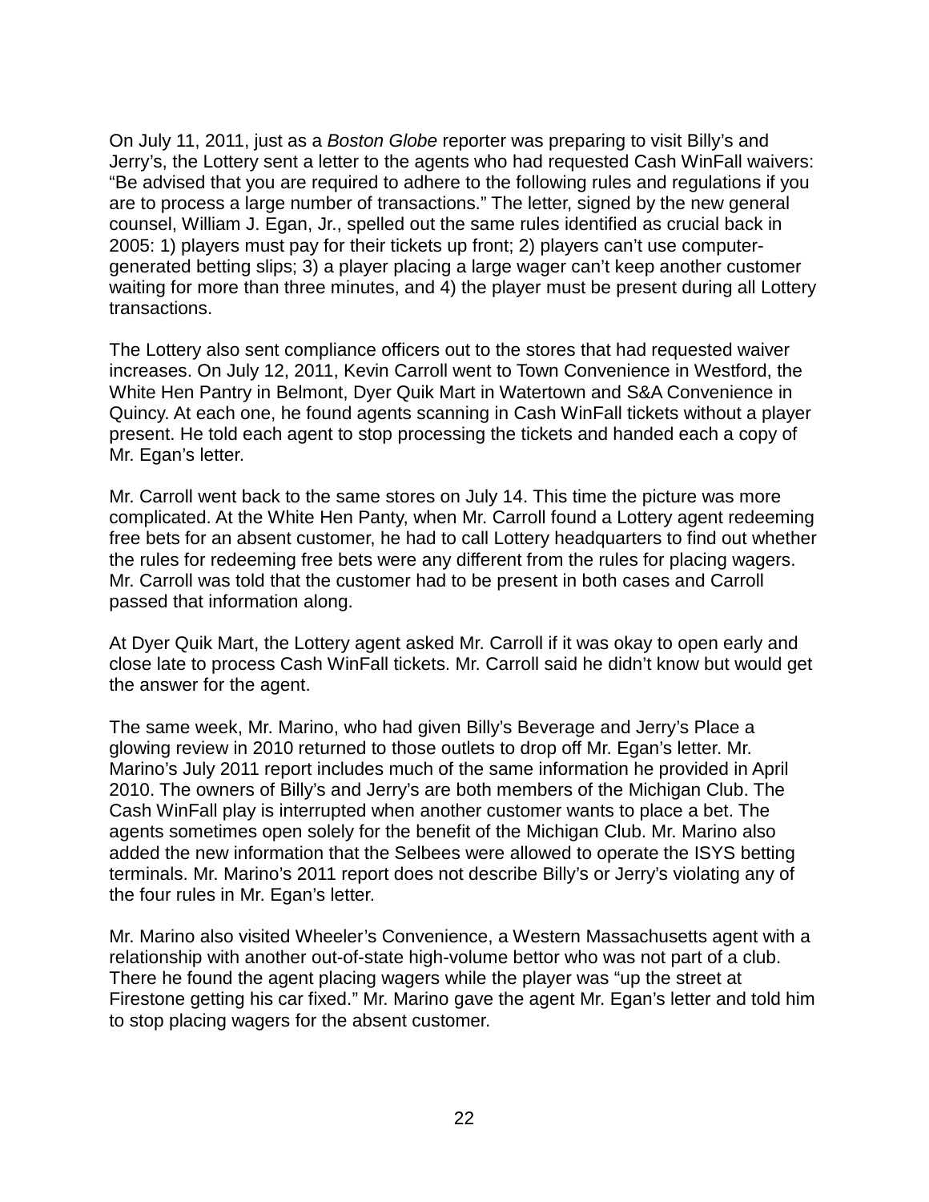On July 11, 2011, just as a *Boston Globe* reporter was preparing to visit Billy's and Jerry's, the Lottery sent a letter to the agents who had requested Cash WinFall waivers: "Be advised that you are required to adhere to the following rules and regulations if you are to process a large number of transactions." The letter, signed by the new general counsel, William J. Egan, Jr., spelled out the same rules identified as crucial back in 2005: 1) players must pay for their tickets up front; 2) players can't use computer-generated betting slips; 3) a player placing a large wager can't keep another customer waiting for more than three minutes, and 4) the player must be present during all Lottery transactions.

The Lottery also sent compliance officers out to the stores that had requested waiver increases. On July 12, 2011, Kevin Carroll went to Town Convenience in Westford, the White Hen Pantry in Belmont, Dyer Quik Mart in Watertown and S&A Convenience in Quincy. At each one, he found agents scanning in Cash WinFall tickets without a player present. He told each agent to stop processing the tickets and handed each a copy of Mr. Egan's letter.

Mr. Carroll went back to the same stores on July 14. This time the picture was more complicated. At the White Hen Panty, when Mr. Carroll found a Lottery agent redeeming free bets for an absent customer, he had to call Lottery headquarters to find out whether the rules for redeeming free bets were any different from the rules for placing wagers. Mr. Carroll was told that the customer had to be present in both cases and Carroll passed that information along.

At Dyer Quik Mart, the Lottery agent asked Mr. Carroll if it was okay to open early and close late to process Cash WinFall tickets. Mr. Carroll said he didn't know but would get the answer for the agent.

The same week, Mr. Marino, who had given Billy's Beverage and Jerry's Place a glowing review in 2010 returned to those outlets to drop off Mr. Egan's letter. Mr. Marino's July 2011 report includes much of the same information he provided in April 2010. The owners of Billy's and Jerry's are both members of the Michigan Club. The Cash WinFall play is interrupted when another customer wants to place a bet. The agents sometimes open solely for the benefit of the Michigan Club. Mr. Marino also added the new information that the Selbees were allowed to operate the ISYS betting terminals. Mr. Marino's 2011 report does not describe Billy's or Jerry's violating any of the four rules in Mr. Egan's letter.

Mr. Marino also visited Wheeler's Convenience, a Western Massachusetts agent with a relationship with another out-of-state high-volume bettor who was not part of a club. There he found the agent placing wagers while the player was "up the street at Firestone getting his car fixed." Mr. Marino gave the agent Mr. Egan's letter and told him to stop placing wagers for the absent customer.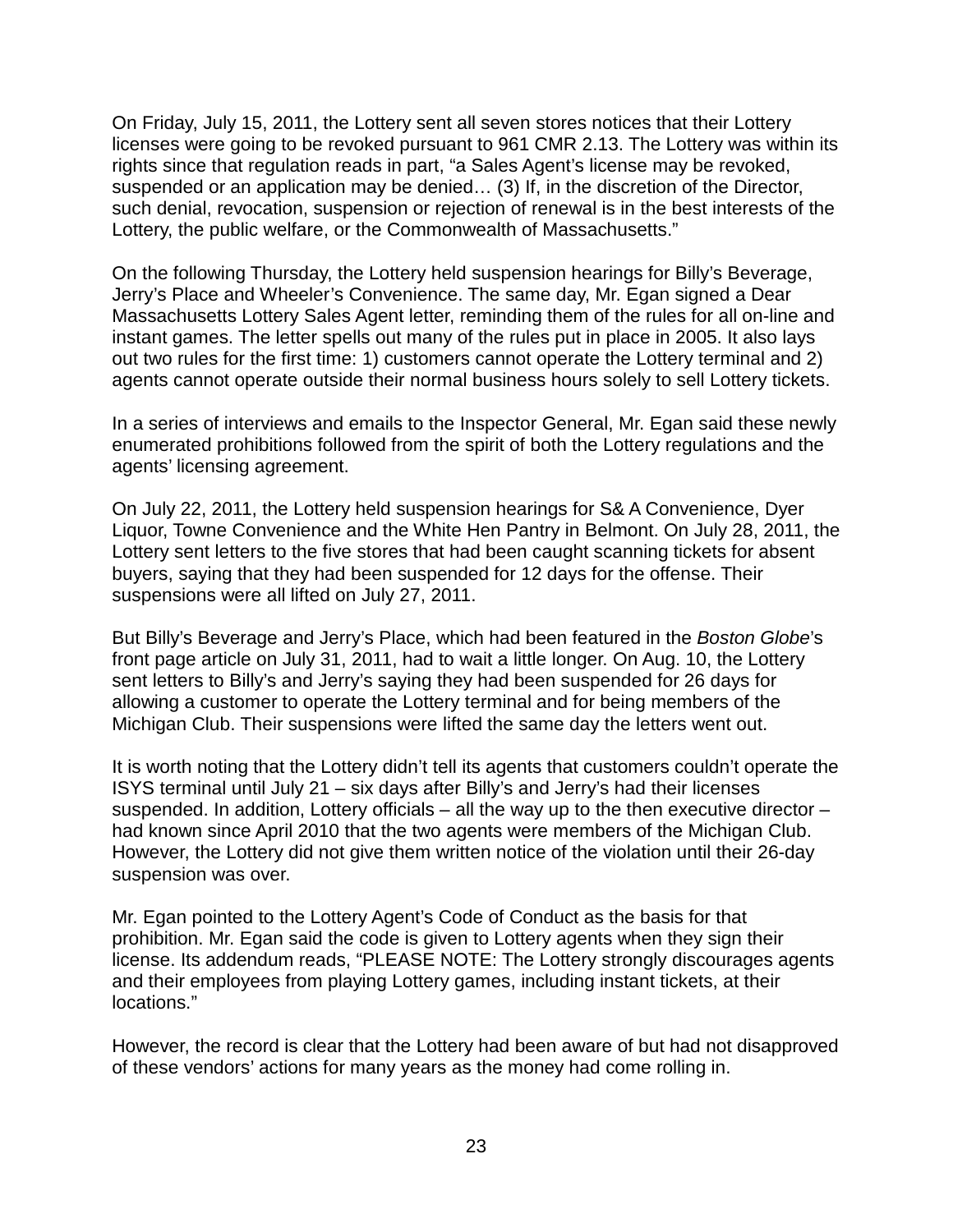On Friday, July 15, 2011, the Lottery sent all seven stores notices that their Lottery licenses were going to be revoked pursuant to 961 CMR 2.13. The Lottery was within its rights since that regulation reads in part, “a Sales Agent’s license may be revoked, suspended or an application may be denied… (3) If, in the discretion of the Director, such denial, revocation, suspension or rejection of renewal is in the best interests of the Lottery, the public welfare, or the Commonwealth of Massachusetts.”

On the following Thursday, the Lottery held suspension hearings for Billy’s Beverage, Jerry’s Place and Wheeler’s Convenience. The same day, Mr. Egan signed a Dear Massachusetts Lottery Sales Agent letter, reminding them of the rules for all on-line and instant games. The letter spells out many of the rules put in place in 2005. It also lays out two rules for the first time: 1) customers cannot operate the Lottery terminal and 2) agents cannot operate outside their normal business hours solely to sell Lottery tickets.

In a series of interviews and emails to the Inspector General, Mr. Egan said these newly enumerated prohibitions followed from the spirit of both the Lottery regulations and the agents’ licensing agreement.

On July 22, 2011, the Lottery held suspension hearings for S& A Convenience, Dyer Liquor, Towne Convenience and the White Hen Pantry in Belmont. On July 28, 2011, the Lottery sent letters to the five stores that had been caught scanning tickets for absent buyers, saying that they had been suspended for 12 days for the offense. Their suspensions were all lifted on July 27, 2011.

But Billy’s Beverage and Jerry’s Place, which had been featured in the *Boston Globe*’s front page article on July 31, 2011, had to wait a little longer. On Aug. 10, the Lottery sent letters to Billy’s and Jerry’s saying they had been suspended for 26 days for allowing a customer to operate the Lottery terminal and for being members of the Michigan Club. Their suspensions were lifted the same day the letters went out.

It is worth noting that the Lottery didn’t tell its agents that customers couldn’t operate the ISYS terminal until July 21 – six days after Billy’s and Jerry’s had their licenses suspended. In addition, Lottery officials – all the way up to the then executive director – had known since April 2010 that the two agents were members of the Michigan Club. However, the Lottery did not give them written notice of the violation until their 26-day suspension was over.

Mr. Egan pointed to the Lottery Agent’s Code of Conduct as the basis for that prohibition. Mr. Egan said the code is given to Lottery agents when they sign their license. Its addendum reads, “PLEASE NOTE: The Lottery strongly discourages agents and their employees from playing Lottery games, including instant tickets, at their locations.”

However, the record is clear that the Lottery had been aware of but had not disapproved of these vendors’ actions for many years as the money had come rolling in.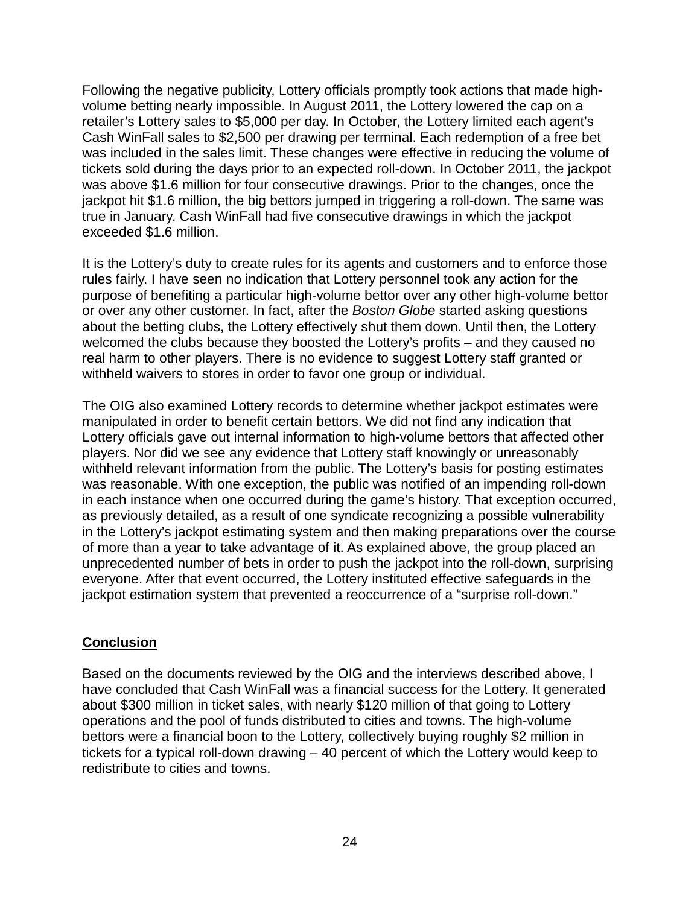Following the negative publicity, Lottery officials promptly took actions that made high-volume betting nearly impossible. In August 2011, the Lottery lowered the cap on a retailer's Lottery sales to $5,000 per day. In October, the Lottery limited each agent's Cash WinFall sales to $2,500 per drawing per terminal. Each redemption of a free bet was included in the sales limit. These changes were effective in reducing the volume of tickets sold during the days prior to an expected roll-down. In October 2011, the jackpot was above $1.6 million for four consecutive drawings. Prior to the changes, once the jackpot hit $1.6 million, the big bettors jumped in triggering a roll-down. The same was true in January. Cash WinFall had five consecutive drawings in which the jackpot exceeded $1.6 million.

It is the Lottery's duty to create rules for its agents and customers and to enforce those rules fairly. I have seen no indication that Lottery personnel took any action for the purpose of benefiting a particular high-volume bettor over any other high-volume bettor or over any other customer. In fact, after the *Boston Globe* started asking questions about the betting clubs, the Lottery effectively shut them down. Until then, the Lottery welcomed the clubs because they boosted the Lottery's profits – and they caused no real harm to other players. There is no evidence to suggest Lottery staff granted or withheld waivers to stores in order to favor one group or individual.

The OIG also examined Lottery records to determine whether jackpot estimates were manipulated in order to benefit certain bettors. We did not find any indication that Lottery officials gave out internal information to high-volume bettors that affected other players. Nor did we see any evidence that Lottery staff knowingly or unreasonably withheld relevant information from the public. The Lottery's basis for posting estimates was reasonable. With one exception, the public was notified of an impending roll-down in each instance when one occurred during the game's history. That exception occurred, as previously detailed, as a result of one syndicate recognizing a possible vulnerability in the Lottery's jackpot estimating system and then making preparations over the course of more than a year to take advantage of it. As explained above, the group placed an unprecedented number of bets in order to push the jackpot into the roll-down, surprising everyone. After that event occurred, the Lottery instituted effective safeguards in the jackpot estimation system that prevented a reoccurrence of a "surprise roll-down."

## Conclusion

Based on the documents reviewed by the OIG and the interviews described above, I have concluded that Cash WinFall was a financial success for the Lottery. It generated about $300 million in ticket sales, with nearly $120 million of that going to Lottery operations and the pool of funds distributed to cities and towns. The high-volume bettors were a financial boon to the Lottery, collectively buying roughly $2 million in tickets for a typical roll-down drawing – 40 percent of which the Lottery would keep to redistribute to cities and towns.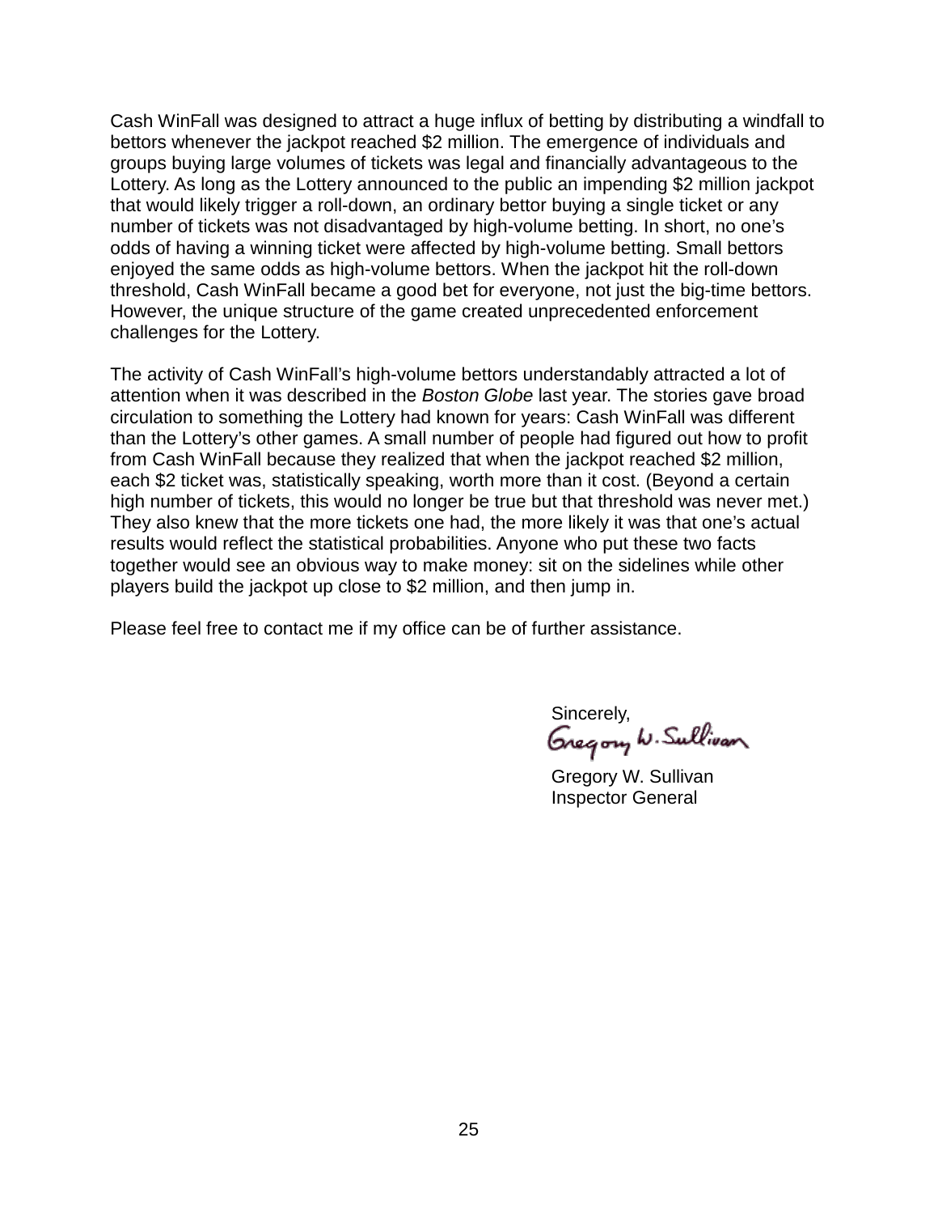Cash WinFall was designed to attract a huge influx of betting by distributing a windfall to bettors whenever the jackpot reached $2 million. The emergence of individuals and groups buying large volumes of tickets was legal and financially advantageous to the Lottery. As long as the Lottery announced to the public an impending $2 million jackpot that would likely trigger a roll-down, an ordinary bettor buying a single ticket or any number of tickets was not disadvantaged by high-volume betting. In short, no one's odds of having a winning ticket were affected by high-volume betting. Small bettors enjoyed the same odds as high-volume bettors. When the jackpot hit the roll-down threshold, Cash WinFall became a good bet for everyone, not just the big-time bettors. However, the unique structure of the game created unprecedented enforcement challenges for the Lottery.

The activity of Cash WinFall's high-volume bettors understandably attracted a lot of attention when it was described in the *Boston Globe* last year. The stories gave broad circulation to something the Lottery had known for years: Cash WinFall was different than the Lottery's other games. A small number of people had figured out how to profit from Cash WinFall because they realized that when the jackpot reached $2 million, each $2 ticket was, statistically speaking, worth more than it cost. (Beyond a certain high number of tickets, this would no longer be true but that threshold was never met.) They also knew that the more tickets one had, the more likely it was that one's actual results would reflect the statistical probabilities. Anyone who put these two facts together would see an obvious way to make money: sit on the sidelines while other players build the jackpot up close to $2 million, and then jump in.

Please feel free to contact me if my office can be of further assistance.

Sincerely,

Gregory W. Sullivan

Gregory W. Sullivan
Inspector General